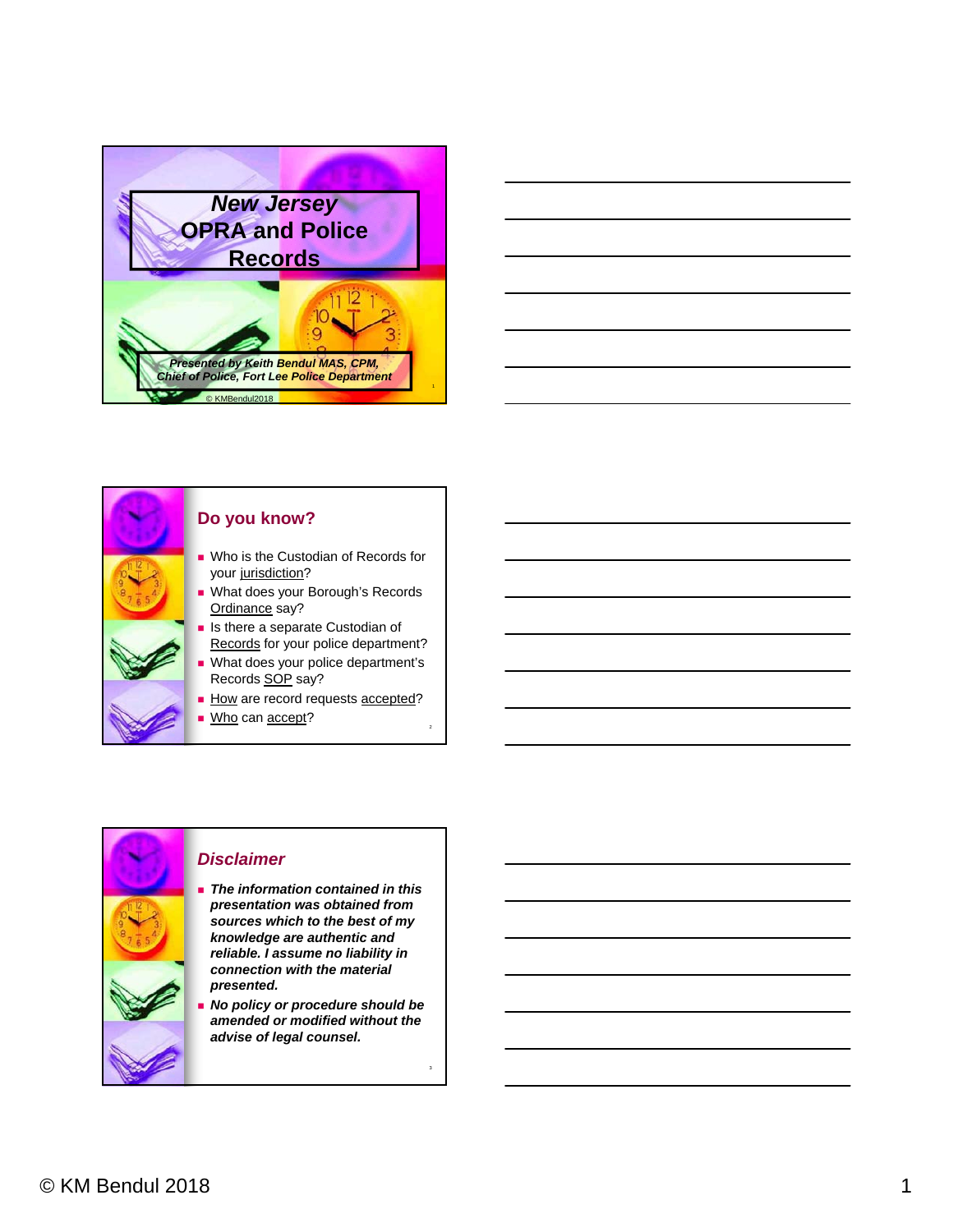# New Jersey OPRA and Police Records

*Presented by Keith Bendul MAS, CPM, Chief of Police, Fort Lee Police Department*

© KMBendul2018

## Do you know?

- Who is the Custodian of Records for your jurisdiction?
- What does your Borough's Records Ordinance say?
- Is there a separate Custodian of Records for your police department?
- What does your police department's Records SOP say?
- How are record requests accepted?
- Who can accept?

## *Disclaimer*

- ***The information contained in this presentation was obtained from sources which to the best of my knowledge are authentic and reliable. I assume no liability in connection with the material presented.***
- ***No policy or procedure should be amended or modified without the advise of legal counsel.***

© KM Bendul 2018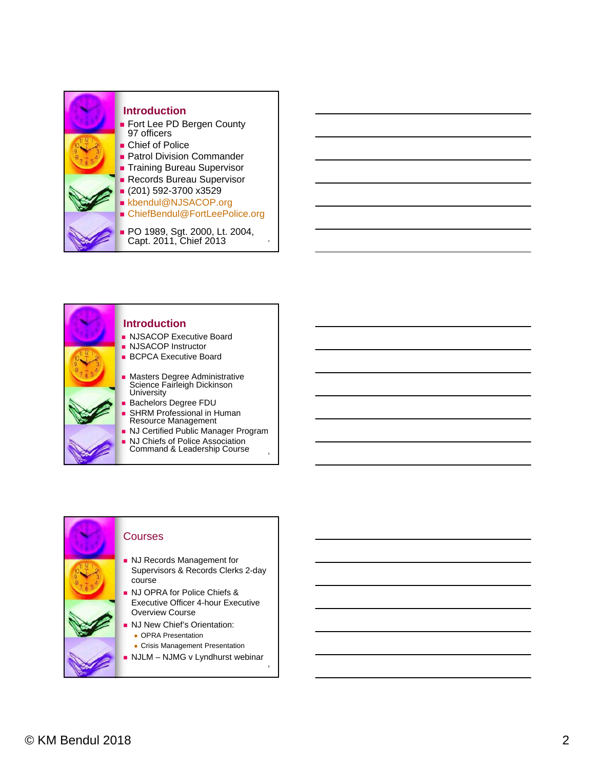## Introduction

- Fort Lee PD Bergen County 97 officers
- Chief of Police
- Patrol Division Commander
- Training Bureau Supervisor
- Records Bureau Supervisor
- (201) 592-3700 x3529
- kbendul@NJSACOP.org
- ChiefBendul@FortLeePolice.org
- PO 1989, Sgt. 2000, Lt. 2004, Capt. 2011, Chief 2013

## Introduction

- NJSACOP Executive Board
- NJSACOP Instructor
- BCPCA Executive Board
- Masters Degree Administrative Science Fairleigh Dickinson University
- Bachelors Degree FDU
- SHRM Professional in Human Resource Management
- NJ Certified Public Manager Program
- NJ Chiefs of Police Association Command & Leadership Course

## Courses

- NJ Records Management for Supervisors & Records Clerks 2-day course
- NJ OPRA for Police Chiefs & Executive Officer 4-hour Executive Overview Course
- NJ New Chief's Orientation:
  - OPRA Presentation
  - Crisis Management Presentation
- NJLM – NJMG v Lyndhurst webinar

© KM Bendul 2018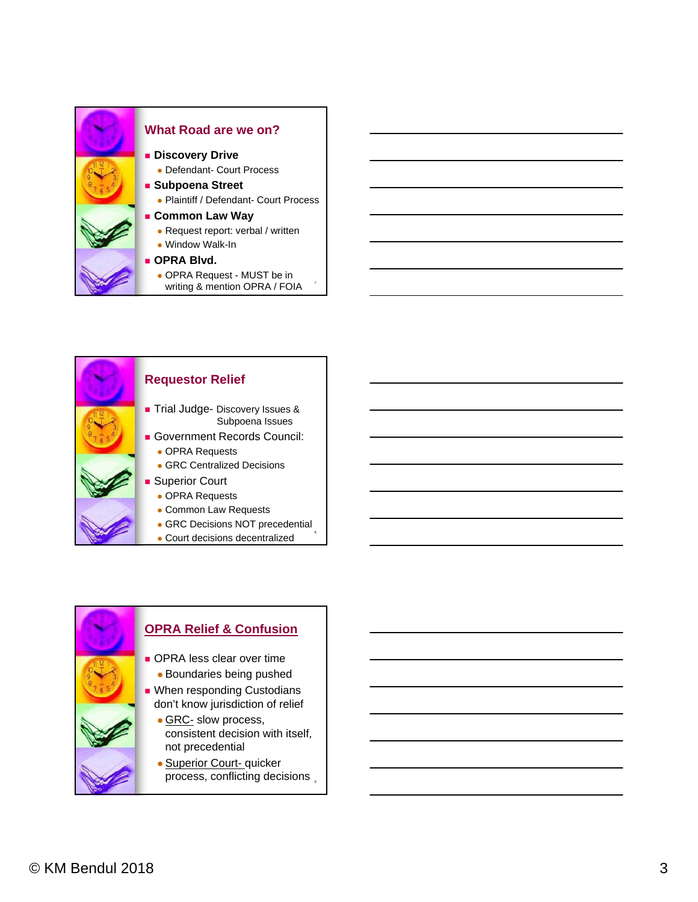## What Road are we on?

- **Discovery Drive**
  - Defendant- Court Process
- **Subpoena Street**
  - Plaintiff / Defendant- Court Process
- **Common Law Way**
  - Request report: verbal / written
  - Window Walk-In
- **OPRA Blvd.**
  - OPRA Request - MUST be in writing & mention OPRA / FOIA

## Requestor Relief

- Trial Judge- Discovery Issues & Subpoena Issues
- Government Records Council:
  - OPRA Requests
  - GRC Centralized Decisions
- Superior Court
  - OPRA Requests
  - Common Law Requests
  - GRC Decisions NOT precedential
  - Court decisions decentralized

## OPRA Relief & Confusion

- OPRA less clear over time
  - Boundaries being pushed
- When responding Custodians don't know jurisdiction of relief
  - GRC- slow process, consistent decision with itself, not precedential
  - Superior Court- quicker process, conflicting decisions

© KM Bendul 2018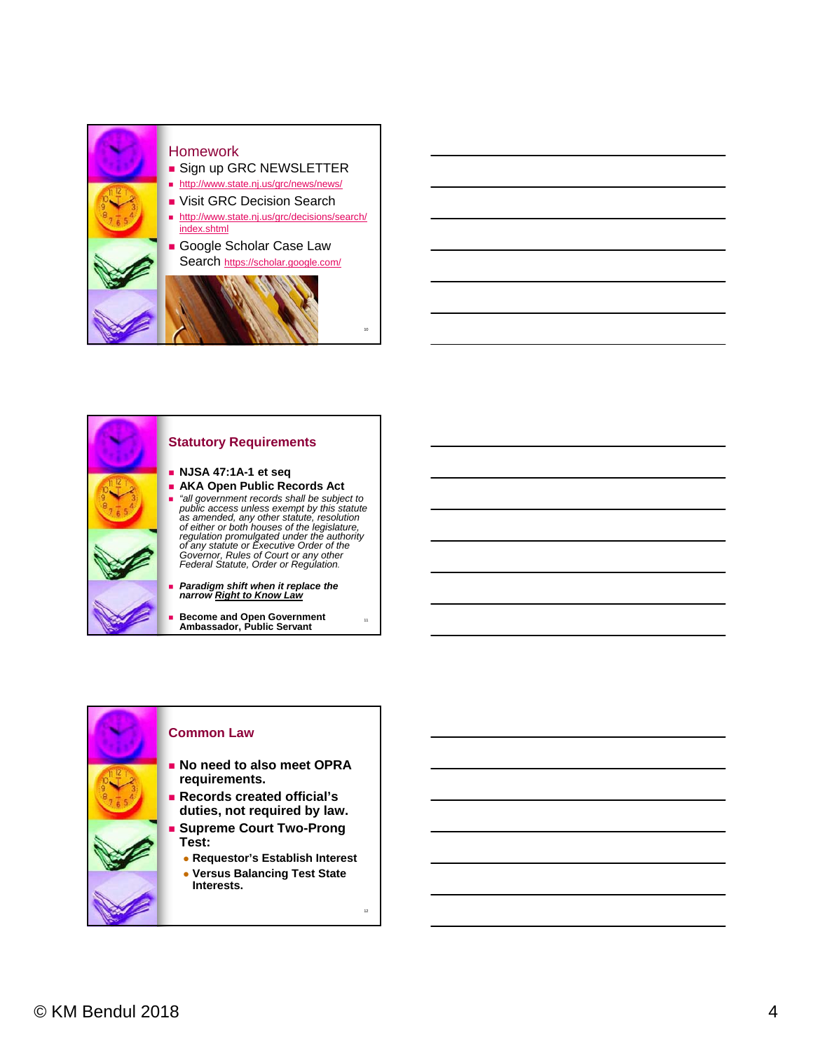## Homework

- Sign up GRC NEWSLETTER
- http://www.state.nj.us/grc/news/news/
- Visit GRC Decision Search
- http://www.state.nj.us/grc/decisions/search/index.shtml
- Google Scholar Case Law Search https://scholar.google.com/

## Statutory Requirements

- **NJSA 47:1A-1 et seq**
- **AKA Open Public Records Act**
- *"all government records shall be subject to public access unless exempt by this statute as amended, any other statute, resolution of either or both houses of the legislature, regulation promulgated under the authority of any statute or Executive Order of the Governor, Rules of Court or any other Federal Statute, Order or Regulation.*
- ***Paradigm shift when it replace the narrow <u>Right to Know Law</u>***
- **Become and Open Government Ambassador, Public Servant**

## Common Law

- **No need to also meet OPRA requirements.**
- **Records created official's duties, not required by law.**
- **Supreme Court Two-Prong Test:**
  - **Requestor's Establish Interest**
  - **Versus Balancing Test State Interests.**

© KM Bendul 2018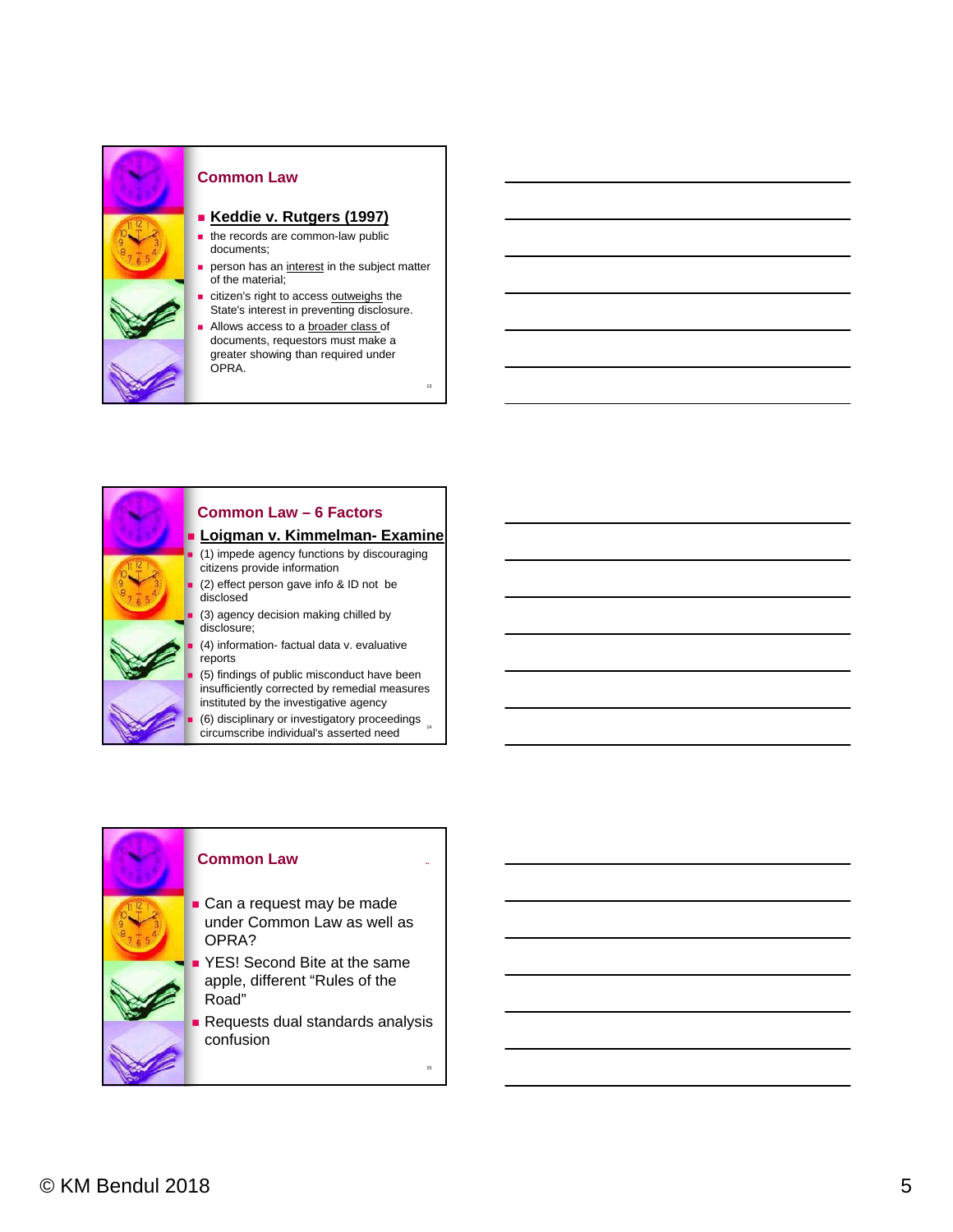## Common Law

- **Keddie v. Rutgers (1997)**
- the records are common-law public documents;
- person has an interest in the subject matter of the material;
- citizen's right to access outweighs the State's interest in preventing disclosure.
- Allows access to a broader class of documents, requestors must make a greater showing than required under OPRA.

## Common Law – 6 Factors

- **Loigman v. Kimmelman- Examine**
- (1) impede agency functions by discouraging citizens provide information
- (2) effect person gave info & ID not be disclosed
- (3) agency decision making chilled by disclosure;
- (4) information- factual data v. evaluative reports
- (5) findings of public misconduct have been insufficiently corrected by remedial measures instituted by the investigative agency
- (6) disciplinary or investigatory proceedings circumscribe individual's asserted need

## Common Law

- Can a request may be made under Common Law as well as OPRA?
- YES! Second Bite at the same apple, different "Rules of the Road"
- Requests dual standards analysis confusion

© KM Bendul 2018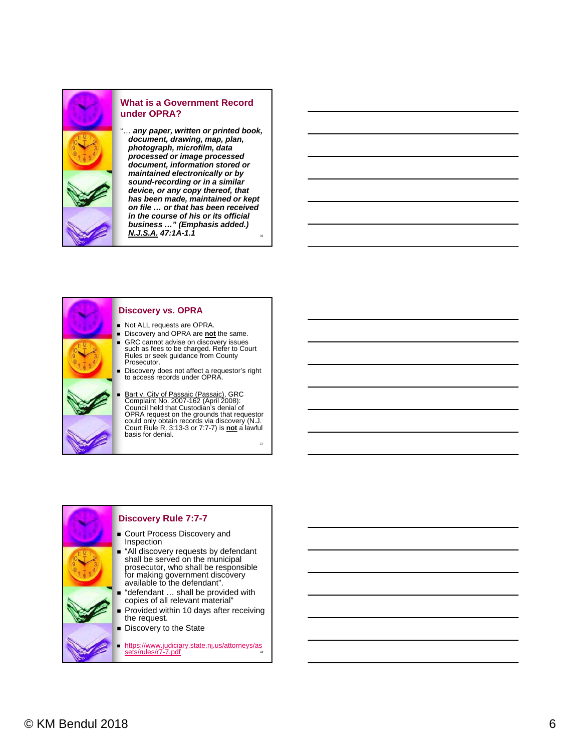## What is a Government Record under OPRA?

"… ***any paper, written or printed book, document, drawing, map, plan, photograph, microfilm, data processed or image processed document, information stored or maintained electronically or by sound-recording or in a similar device, or any copy thereof, that has been made, maintained or kept on file … or that has been received in the course of his or its official business …" (Emphasis added.)*** ***N.J.S.A. 47:1A-1.1***

## Discovery vs. OPRA

- Not ALL requests are OPRA.
- Discovery and OPRA are **not** the same.
- GRC cannot advise on discovery issues such as fees to be charged. Refer to Court Rules or seek guidance from County Prosecutor.
- Discovery does not affect a requestor's right to access records under OPRA.
- Bart v. City of Passaic (Passaic), GRC Complaint No. 2007-162 (April 2008): Council held that Custodian's denial of OPRA request on the grounds that requestor could only obtain records via discovery (N.J. Court Rule R. 3:13-3 or 7:7-7) is **not** a lawful basis for denial.

## Discovery Rule 7:7-7

- Court Process Discovery and Inspection
- "All discovery requests by defendant shall be served on the municipal prosecutor, who shall be responsible for making government discovery available to the defendant".
- "defendant … shall be provided with copies of all relevant material"
- Provided within 10 days after receiving the request.
- Discovery to the State
- https://www.judiciary.state.nj.us/attorneys/assets/rules/r7-7.pdf

© KM Bendul 2018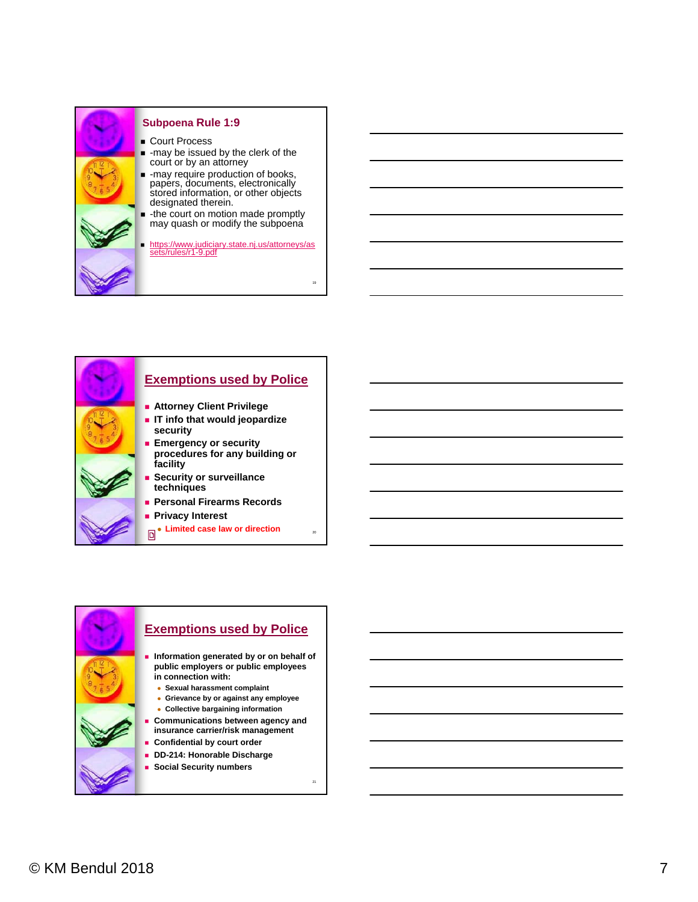## Subpoena Rule 1:9

- Court Process
- -may be issued by the clerk of the court or by an attorney
- -may require production of books, papers, documents, electronically stored information, or other objects designated therein.
- -the court on motion made promptly may quash or modify the subpoena
- https://www.judiciary.state.nj.us/attorneys/assets/rules/r1-9.pdf

## Exemptions used by Police

- **Attorney Client Privilege**
- **IT info that would jeopardize security**
- **Emergency or security procedures for any building or facility**
- **Security or surveillance techniques**
- **Personal Firearms Records**
- **Privacy Interest**
  - **Limited case law or direction**

## Exemptions used by Police

- **Information generated by or on behalf of public employers or public employees in connection with:**
  - **Sexual harassment complaint**
  - **Grievance by or against any employee**
  - **Collective bargaining information**
- **Communications between agency and insurance carrier/risk management**
- **Confidential by court order**
- **DD-214: Honorable Discharge**
- **Social Security numbers**

© KM Bendul 2018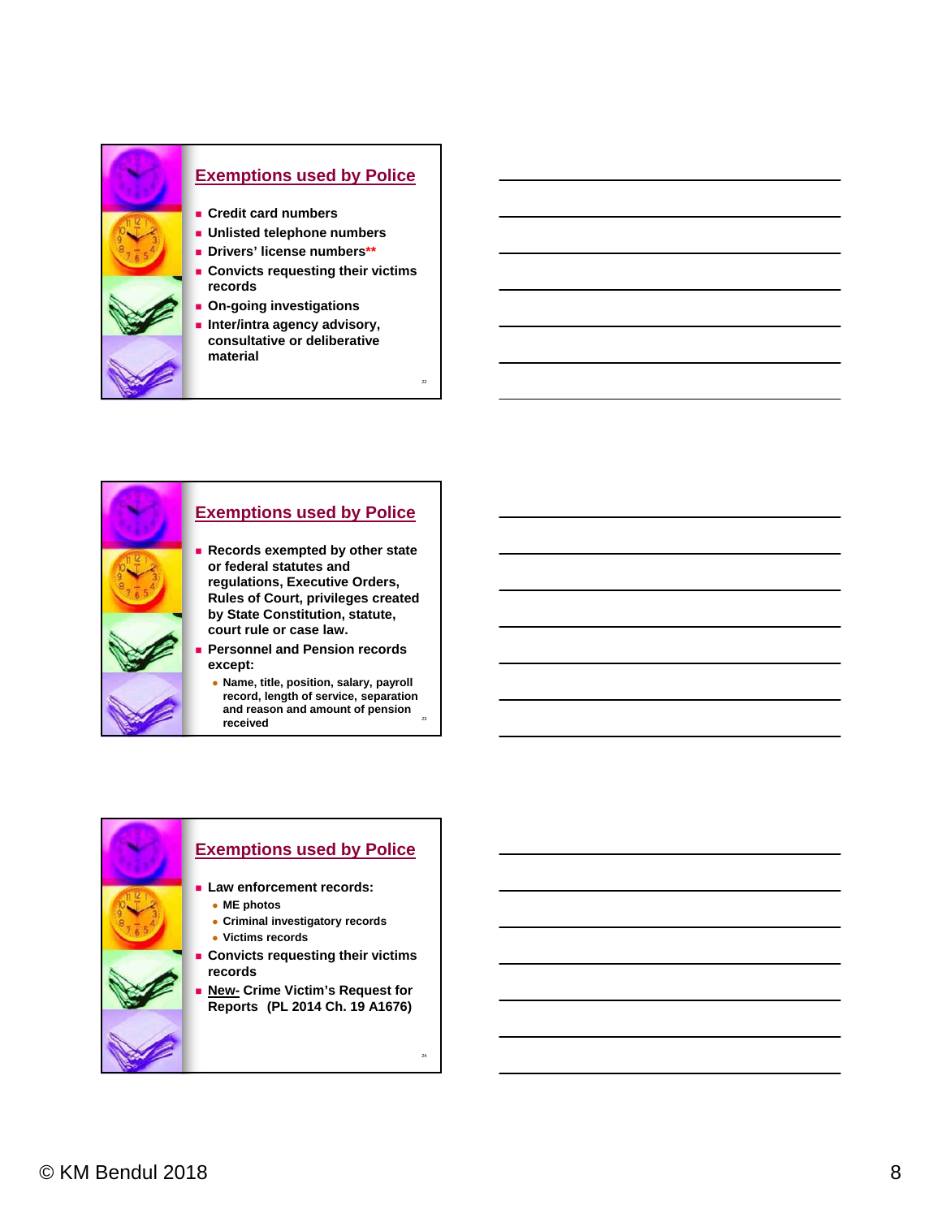## Exemptions used by Police

- Credit card numbers
- Unlisted telephone numbers
- Drivers' license numbers**
- Convicts requesting their victims records
- On-going investigations
- Inter/intra agency advisory, consultative or deliberative material

## Exemptions used by Police

- Records exempted by other state or federal statutes and regulations, Executive Orders, Rules of Court, privileges created by State Constitution, statute, court rule or case law.
- Personnel and Pension records except:
  - Name, title, position, salary, payroll record, length of service, separation and reason and amount of pension received

## Exemptions used by Police

- Law enforcement records:
  - ME photos
  - Criminal investigatory records
  - Victims records
- Convicts requesting their victims records
- New- Crime Victim's Request for Reports (PL 2014 Ch. 19 A1676)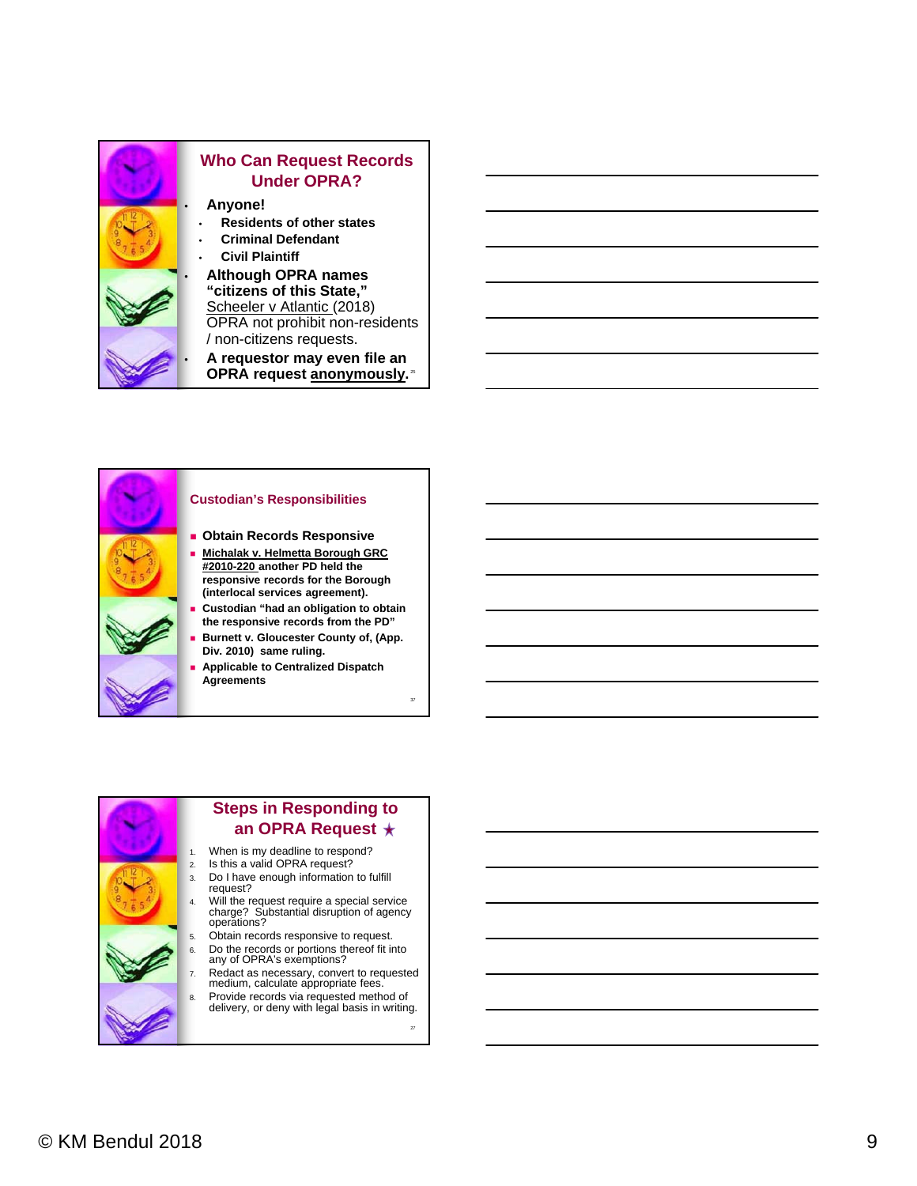## Who Can Request Records Under OPRA?

- **Anyone!**
  - **Residents of other states**
  - **Criminal Defendant**
  - **Civil Plaintiff**
- **Although OPRA names "citizens of this State,"** Scheeler v Atlantic (2018) OPRA not prohibit non-residents / non-citizens requests.
- **A requestor may even file an OPRA request anonymously.**

## Custodian's Responsibilities

- **Obtain Records Responsive**
- **Michalak v. Helmetta Borough GRC #2010-220 another PD held the responsive records for the Borough (interlocal services agreement).**
- **Custodian "had an obligation to obtain the responsive records from the PD"**
- **Burnett v. Gloucester County of, (App. Div. 2010) same ruling.**
- **Applicable to Centralized Dispatch Agreements**

## Steps in Responding to an OPRA Request ★

1. When is my deadline to respond?
2. Is this a valid OPRA request?
3. Do I have enough information to fulfill request?
4. Will the request require a special service charge? Substantial disruption of agency operations?
5. Obtain records responsive to request.
6. Do the records or portions thereof fit into any of OPRA's exemptions?
7. Redact as necessary, convert to requested medium, calculate appropriate fees.
8. Provide records via requested method of delivery, or deny with legal basis in writing.

© KM Bendul 2018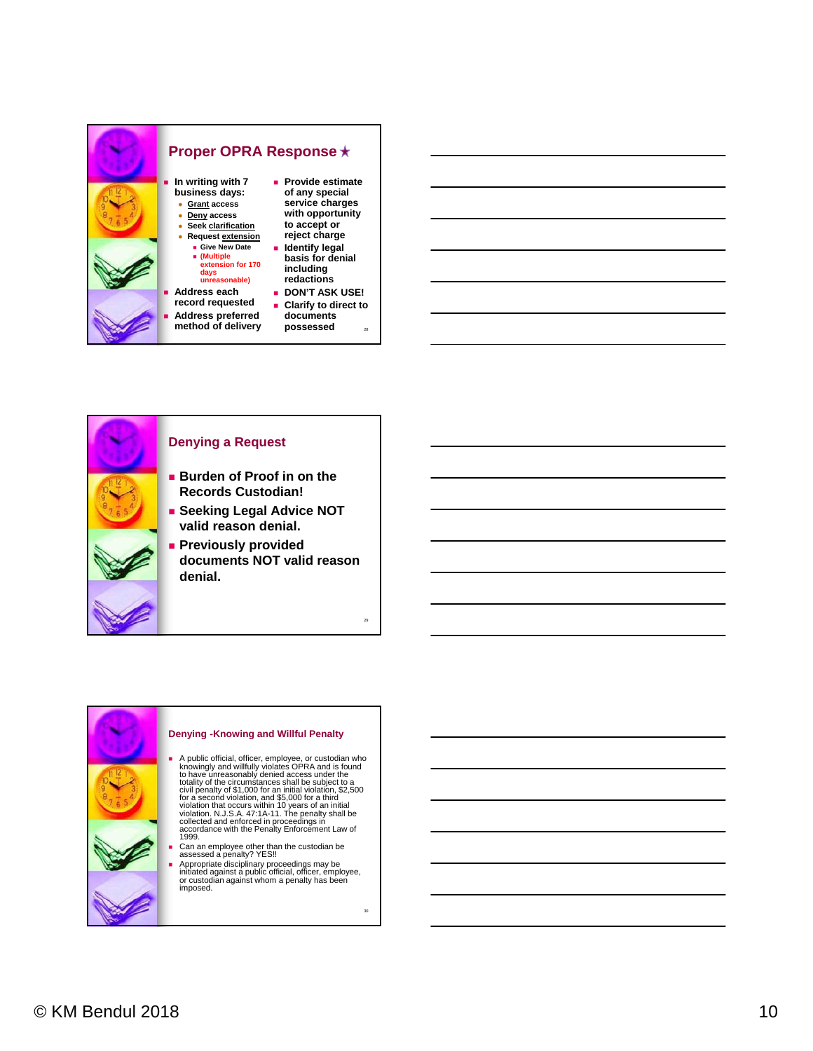## Proper OPRA Response ★

- In writing with 7 business days:
  - Grant access
  - Deny access
  - Seek clarification
  - Request extension
    - Give New Date
    - (Multiple extension for 170 days unreasonable)
- Address each record requested
- Address preferred method of delivery
- Provide estimate of any special service charges with opportunity to accept or reject charge
- Identify legal basis for denial including redactions
- DON'T ASK USE!
- Clarify to direct to documents possessed

## Denying a Request

- Burden of Proof in on the Records Custodian!
- Seeking Legal Advice NOT valid reason denial.
- Previously provided documents NOT valid reason denial.

## Denying -Knowing and Willful Penalty

- A public official, officer, employee, or custodian who knowingly and willfully violates OPRA and is found to have unreasonably denied access under the totality of the circumstances shall be subject to a civil penalty of $1,000 for an initial violation, $2,500 for a second violation, and $5,000 for a third violation that occurs within 10 years of an initial violation. N.J.S.A. 47:1A-11. The penalty shall be collected and enforced in proceedings in accordance with the Penalty Enforcement Law of 1999.
- Can an employee other than the custodian be assessed a penalty? YES!!
- Appropriate disciplinary proceedings may be initiated against a public official, officer, employee, or custodian against whom a penalty has been imposed.

© KM Bendul 2018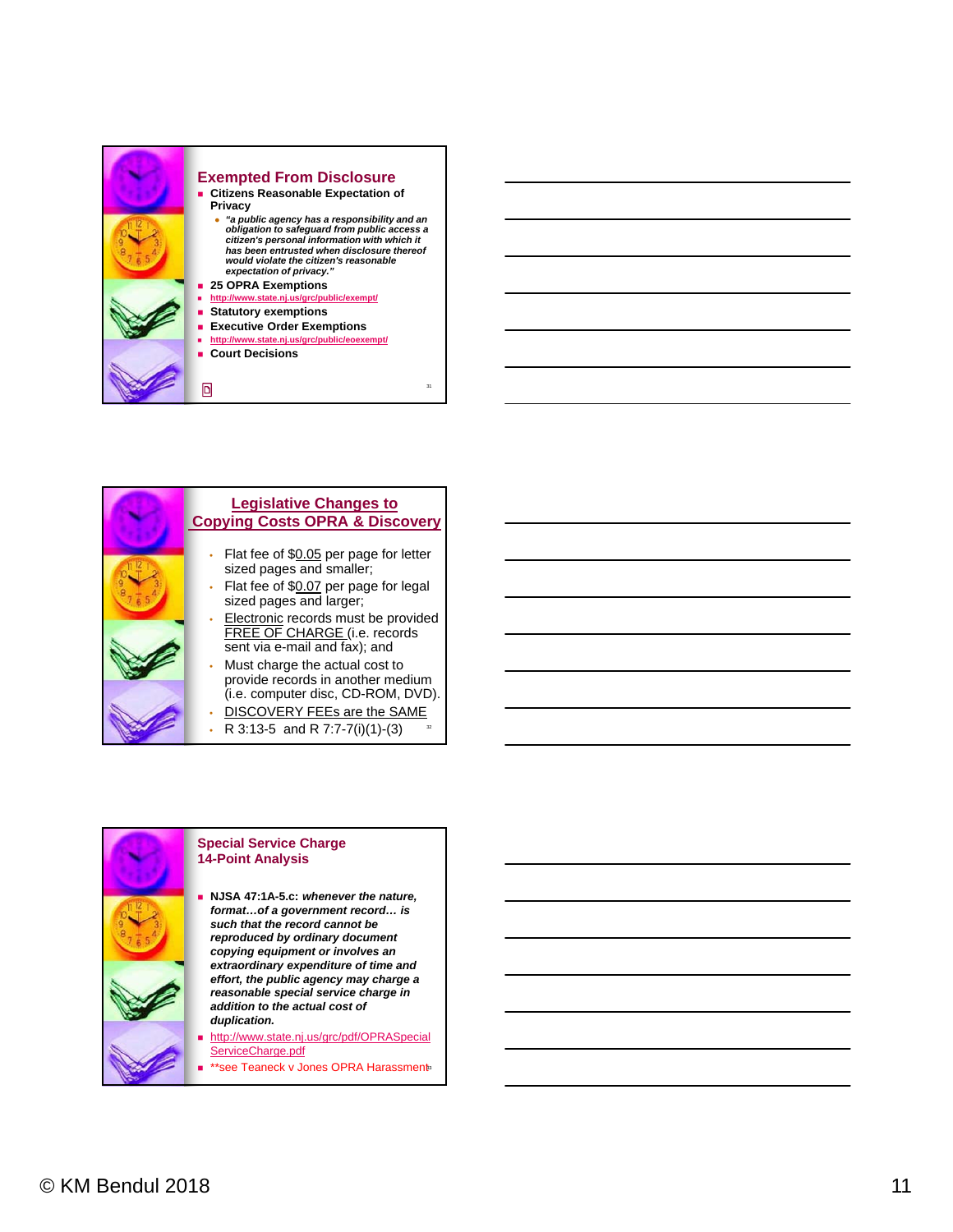## Exempted From Disclosure

- **Citizens Reasonable Expectation of Privacy**
  - ***"a public agency has a responsibility and an obligation to safeguard from public access a citizen's personal information with which it has been entrusted when disclosure thereof would violate the citizen's reasonable expectation of privacy."***
- **25 OPRA Exemptions**
- http://www.state.nj.us/grc/public/exempt/
- **Statutory exemptions**
- **Executive Order Exemptions**
- http://www.state.nj.us/grc/public/eoexempt/
- **Court Decisions**

## Legislative Changes to Copying Costs OPRA & Discovery

- Flat fee of $0.05 per page for letter sized pages and smaller;
- Flat fee of $0.07 per page for legal sized pages and larger;
- Electronic records must be provided FREE OF CHARGE (i.e. records sent via e-mail and fax); and
- Must charge the actual cost to provide records in another medium (i.e. computer disc, CD-ROM, DVD).
- DISCOVERY FEEs are the SAME
- R 3:13-5 and R 7:7-7(i)(1)-(3)

## Special Service Charge 14-Point Analysis

- **NJSA 47:1A-5.c:** ***whenever the nature, format…of a government record… is such that the record cannot be reproduced by ordinary document copying equipment or involves an extraordinary expenditure of time and effort, the public agency may charge a reasonable special service charge in addition to the actual cost of duplication.***
- http://www.state.nj.us/grc/pdf/OPRASpecialServiceCharge.pdf
- **see Teaneck v Jones OPRA Harassment

© KM Bendul 2018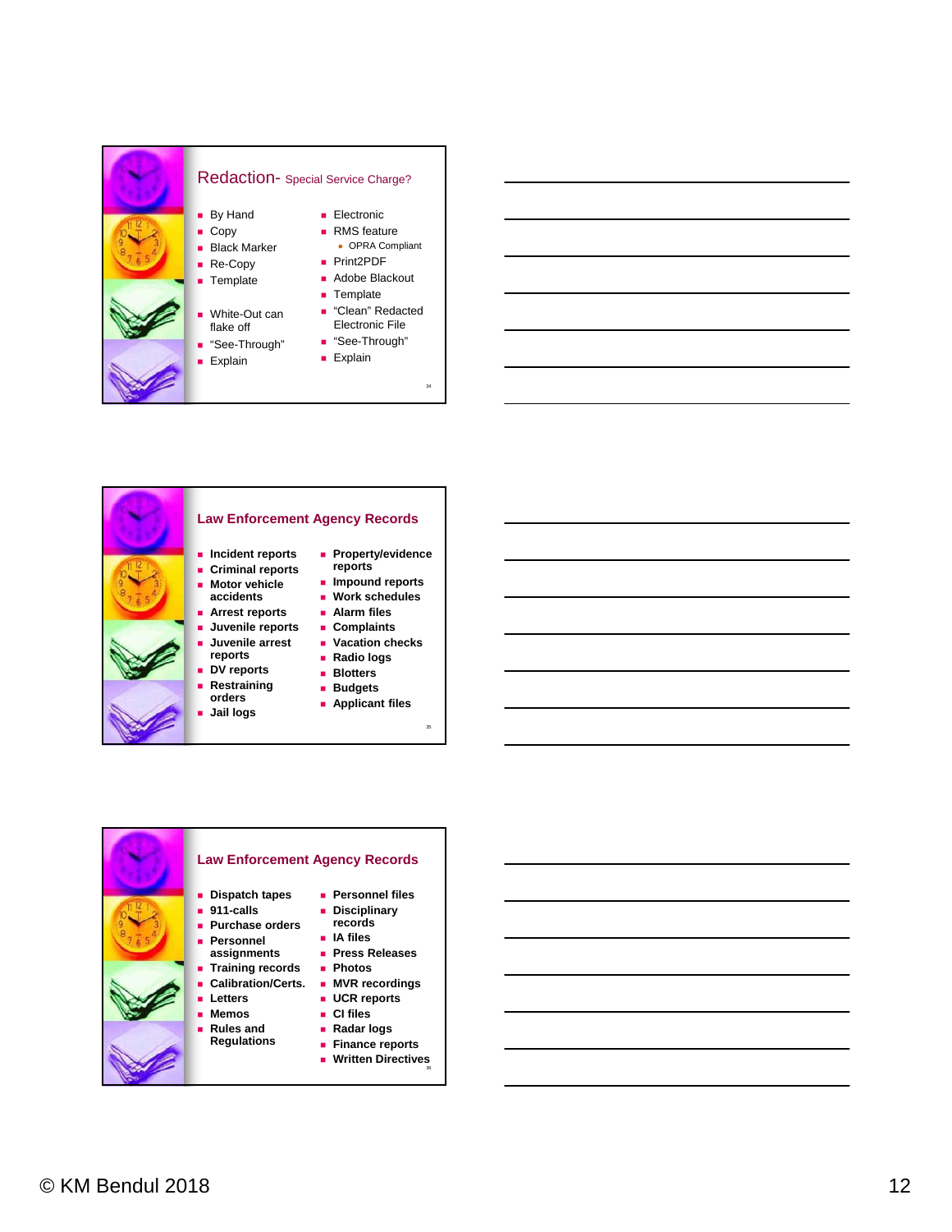## Redaction- Special Service Charge?

- By Hand
- Copy
- Black Marker
- Re-Copy
- Template
- White-Out can flake off
- "See-Through"
- Explain

- Electronic
- RMS feature
  - OPRA Compliant
- Print2PDF
- Adobe Blackout
- Template
- "Clean" Redacted Electronic File
- "See-Through"
- Explain

## Law Enforcement Agency Records

- **Incident reports**
- **Criminal reports**
- **Motor vehicle accidents**
- **Arrest reports**
- **Juvenile reports**
- **Juvenile arrest reports**
- **DV reports**
- **Restraining orders**
- **Jail logs**
- **Property/evidence reports**
- **Impound reports**
- **Work schedules**
- **Alarm files**
- **Complaints**
- **Vacation checks**
- **Radio logs**
- **Blotters**
- **Budgets**
- **Applicant files**

## Law Enforcement Agency Records

- **Dispatch tapes**
- **911-calls**
- **Purchase orders**
- **Personnel assignments**
- **Training records**
- **Calibration/Certs.**
- **Letters**
- **Memos**
- **Rules and Regulations**
- **Personnel files**
- **Disciplinary records**
- **IA files**
- **Press Releases**
- **Photos**
- **MVR recordings**
- **UCR reports**
- **CI files**
- **Radar logs**
- **Finance reports**
- **Written Directives**

© KM Bendul 2018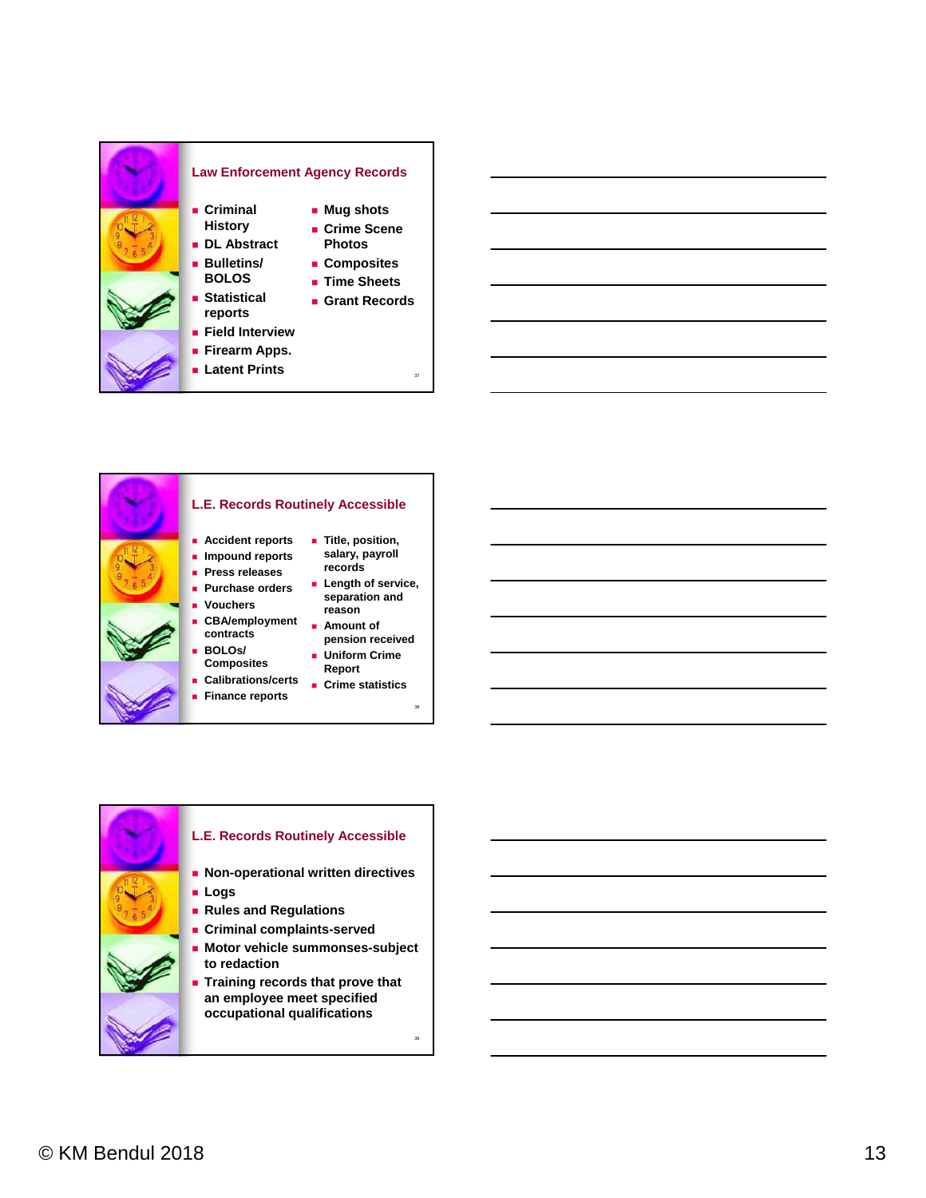## Law Enforcement Agency Records

- Criminal History
- DL Abstract
- Bulletins/ BOLOS
- Statistical reports
- Field Interview
- Firearm Apps.
- Latent Prints
- Mug shots
- Crime Scene Photos
- Composites
- Time Sheets
- Grant Records

## L.E. Records Routinely Accessible

- Accident reports
- Impound reports
- Press releases
- Purchase orders
- Vouchers
- CBA/employment contracts
- BOLOs/ Composites
- Calibrations/certs
- Finance reports
- Title, position, salary, payroll records
- Length of service, separation and reason
- Amount of pension received
- Uniform Crime Report
- Crime statistics

## L.E. Records Routinely Accessible

- Non-operational written directives
- Logs
- Rules and Regulations
- Criminal complaints-served
- Motor vehicle summonses-subject to redaction
- Training records that prove that an employee meet specified occupational qualifications

© KM Bendul 2018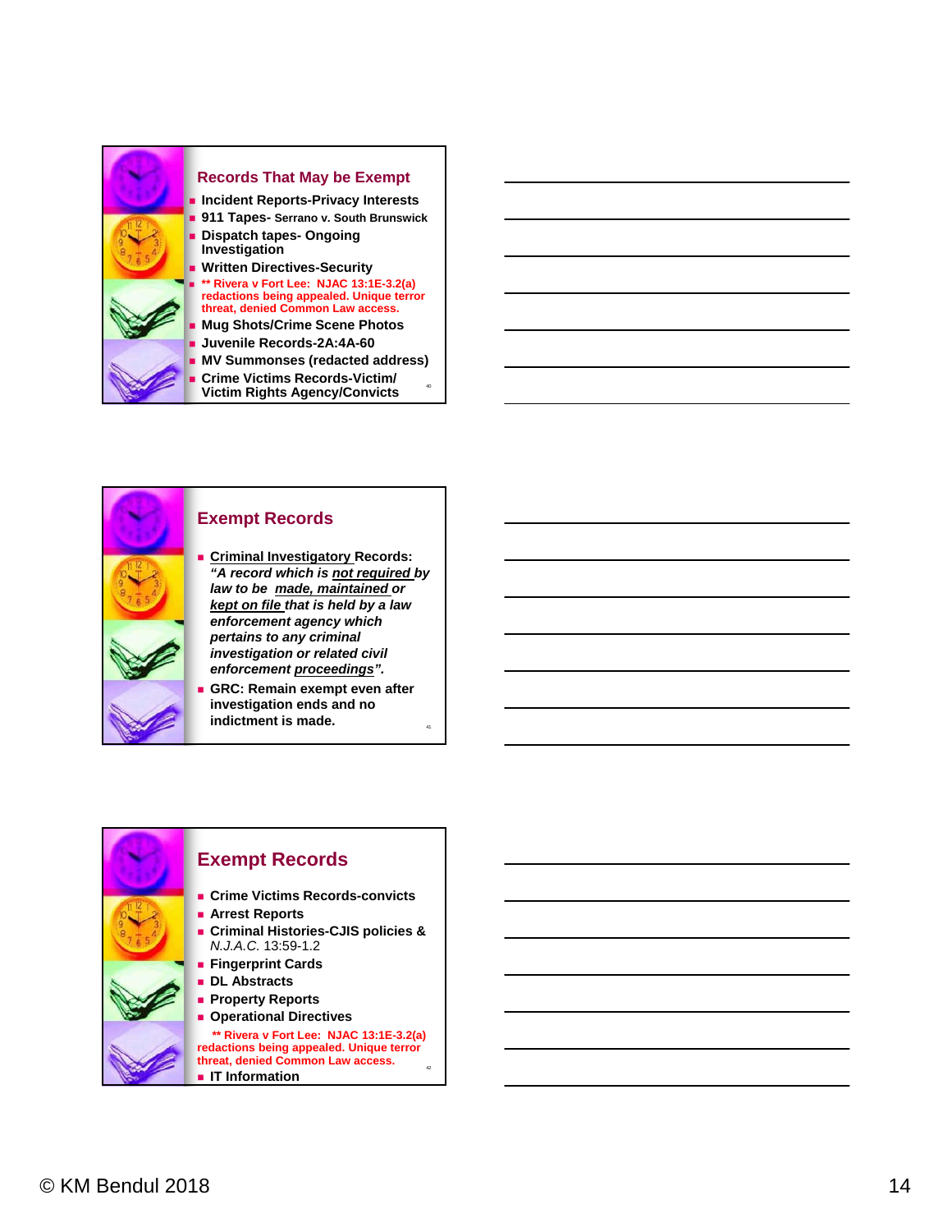## Records That May be Exempt

- **Incident Reports-Privacy Interests**
- **911 Tapes-** Serrano v. South Brunswick
- **Dispatch tapes- Ongoing Investigation**
- **Written Directives-Security**
- ** Rivera v Fort Lee: NJAC 13:1E-3.2(a) redactions being appealed. Unique terror threat, denied Common Law access.
- **Mug Shots/Crime Scene Photos**
- **Juvenile Records-2A:4A-60**
- **MV Summonses (redacted address)**
- **Crime Victims Records-Victim/ Victim Rights Agency/Convicts**

## Exempt Records

- **Criminal Investigatory Records:** ***"A record which is not required by law to be made, maintained or kept on file that is held by a law enforcement agency which pertains to any criminal investigation or related civil enforcement proceedings".***
- **GRC: Remain exempt even after investigation ends and no indictment is made.**

## Exempt Records

- **Crime Victims Records-convicts**
- **Arrest Reports**
- **Criminal Histories-CJIS policies &** *N.J.A.C.* 13:59-1.2
- **Fingerprint Cards**
- **DL Abstracts**
- **Property Reports**
- **Operational Directives**

** Rivera v Fort Lee: NJAC 13:1E-3.2(a) redactions being appealed. Unique terror threat, denied Common Law access.

- **IT Information**

© KM Bendul 2018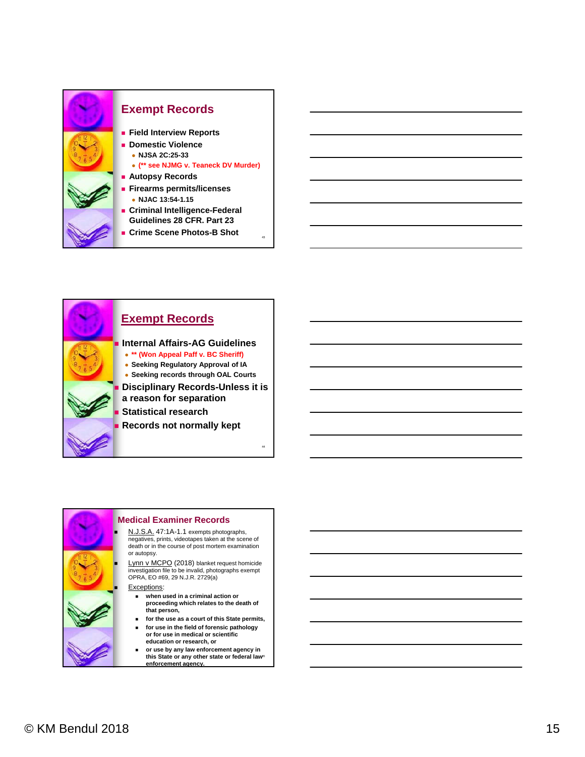## Exempt Records

- Field Interview Reports
- Domestic Violence
  - NJSA 2C:25-33
  - (** see NJMG v. Teaneck DV Murder)
- Autopsy Records
- Firearms permits/licenses
  - NJAC 13:54-1.15
- Criminal Intelligence-Federal Guidelines 28 CFR. Part 23
- Crime Scene Photos-B Shot

## Exempt Records

- Internal Affairs-AG Guidelines
  - ** (Won Appeal Paff v. BC Sheriff)
  - Seeking Regulatory Approval of IA
  - Seeking records through OAL Courts
- Disciplinary Records-Unless it is a reason for separation
- Statistical research
- Records not normally kept

## Medical Examiner Records

- N.J.S.A. 47:1A-1.1 exempts photographs, negatives, prints, videotapes taken at the scene of death or in the course of post mortem examination or autopsy.
- Lynn v MCPO (2018) blanket request homicide investigation file to be invalid, photographs exempt OPRA, EO #69, 29 N.J.R. 2729(a)
- Exceptions:
  - when used in a criminal action or proceeding which relates to the death of that person,
  - for the use as a court of this State permits,
  - for use in the field of forensic pathology or for use in medical or scientific education or research, or
  - or use by any law enforcement agency in this State or any other state or federal law enforcement agency.

© KM Bendul 2018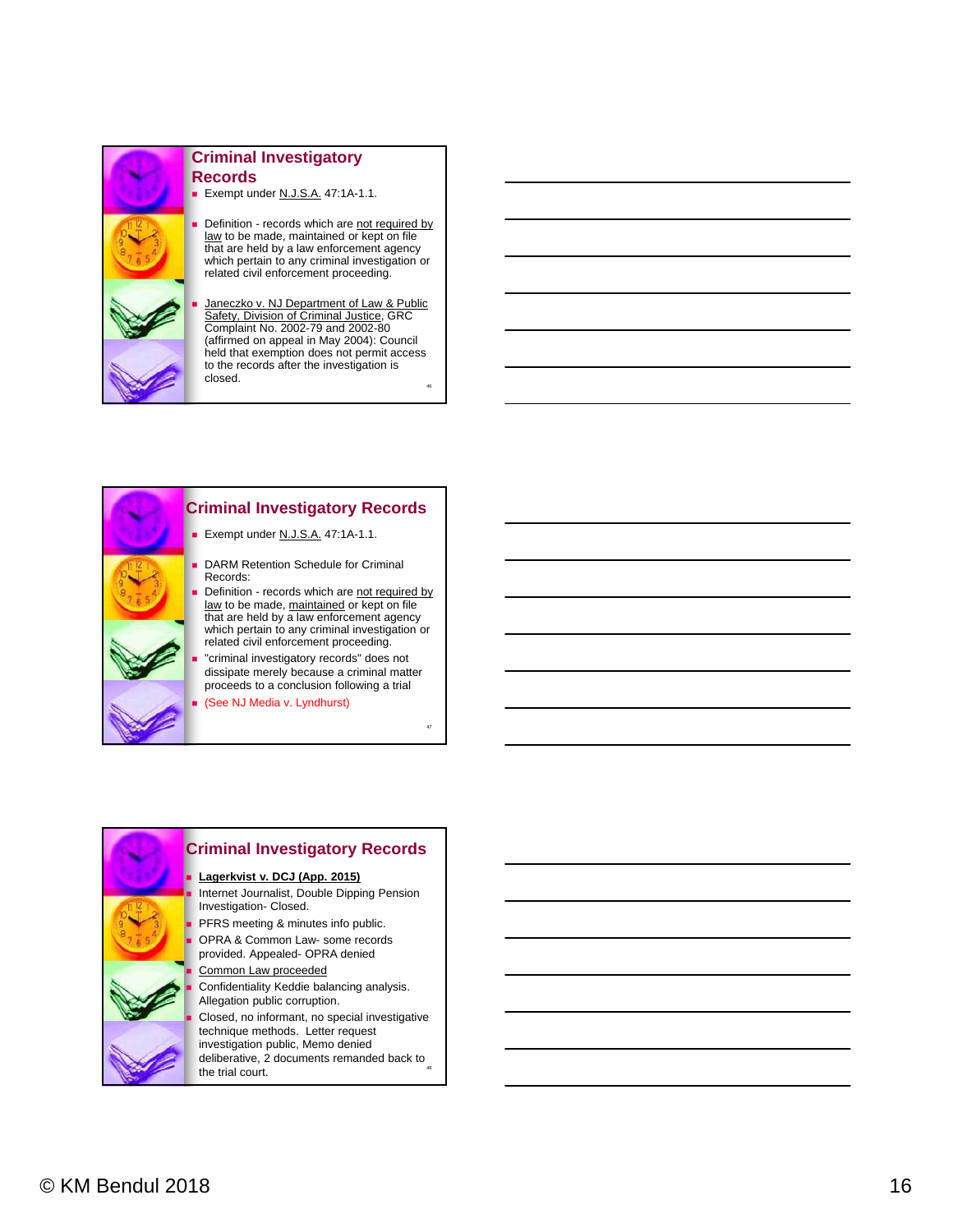## Criminal Investigatory Records

- Exempt under N.J.S.A. 47:1A-1.1.
- Definition - records which are not required by law to be made, maintained or kept on file that are held by a law enforcement agency which pertain to any criminal investigation or related civil enforcement proceeding.
- Janeczko v. NJ Department of Law & Public Safety, Division of Criminal Justice, GRC Complaint No. 2002-79 and 2002-80 (affirmed on appeal in May 2004): Council held that exemption does not permit access to the records after the investigation is closed.

## Criminal Investigatory Records

- Exempt under N.J.S.A. 47:1A-1.1.
- DARM Retention Schedule for Criminal Records:
- Definition - records which are not required by law to be made, maintained or kept on file that are held by a law enforcement agency which pertain to any criminal investigation or related civil enforcement proceeding.
- "criminal investigatory records" does not dissipate merely because a criminal matter proceeds to a conclusion following a trial
- (See NJ Media v. Lyndhurst)

## Criminal Investigatory Records

- **Lagerkvist v. DCJ (App. 2015)**
- Internet Journalist, Double Dipping Pension Investigation- Closed.
- PFRS meeting & minutes info public.
- OPRA & Common Law- some records provided. Appealed- OPRA denied
- Common Law proceeded
- Confidentiality Keddie balancing analysis. Allegation public corruption.
- Closed, no informant, no special investigative technique methods. Letter request investigation public, Memo denied deliberative, 2 documents remanded back to the trial court.

© KM Bendul 2018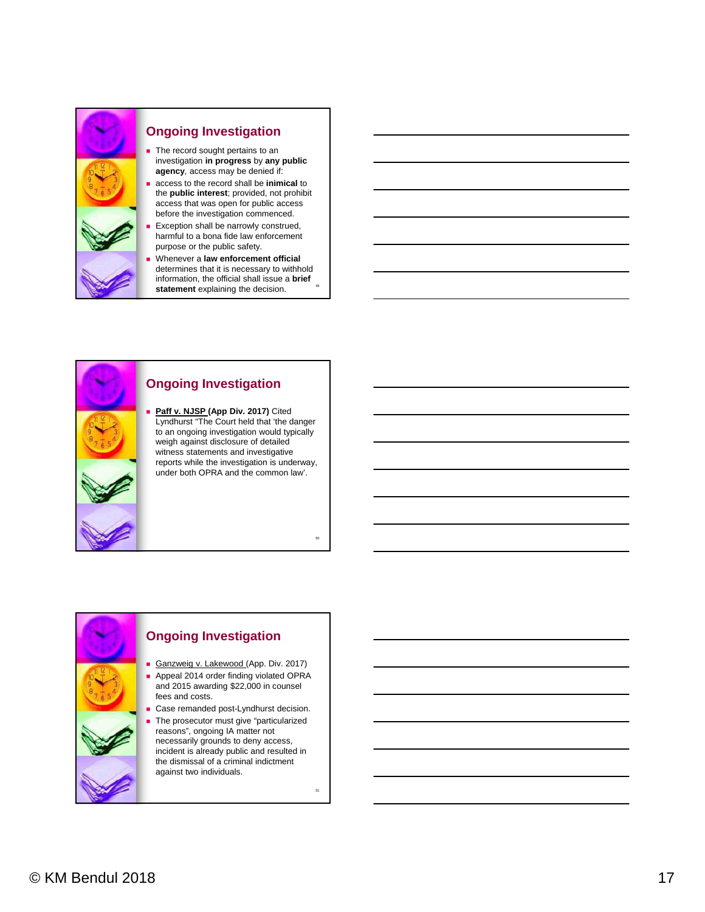## Ongoing Investigation

- The record sought pertains to an investigation **in progress** by **any public agency**, access may be denied if:
- access to the record shall be **inimical** to the **public interest**; provided, not prohibit access that was open for public access before the investigation commenced.
- Exception shall be narrowly construed, harmful to a bona fide law enforcement purpose or the public safety.
- Whenever a **law enforcement official** determines that it is necessary to withhold information, the official shall issue a **brief statement** explaining the decision.

## Ongoing Investigation

- **Paff v. NJSP (App Div. 2017)** Cited Lyndhurst "The Court held that 'the danger to an ongoing investigation would typically weigh against disclosure of detailed witness statements and investigative reports while the investigation is underway, under both OPRA and the common law'.

## Ongoing Investigation

- Ganzweig v. Lakewood (App. Div. 2017)
- Appeal 2014 order finding violated OPRA and 2015 awarding $22,000 in counsel fees and costs.
- Case remanded post-Lyndhurst decision.
- The prosecutor must give "particularized reasons", ongoing IA matter not necessarily grounds to deny access, incident is already public and resulted in the dismissal of a criminal indictment against two individuals.

© KM Bendul 2018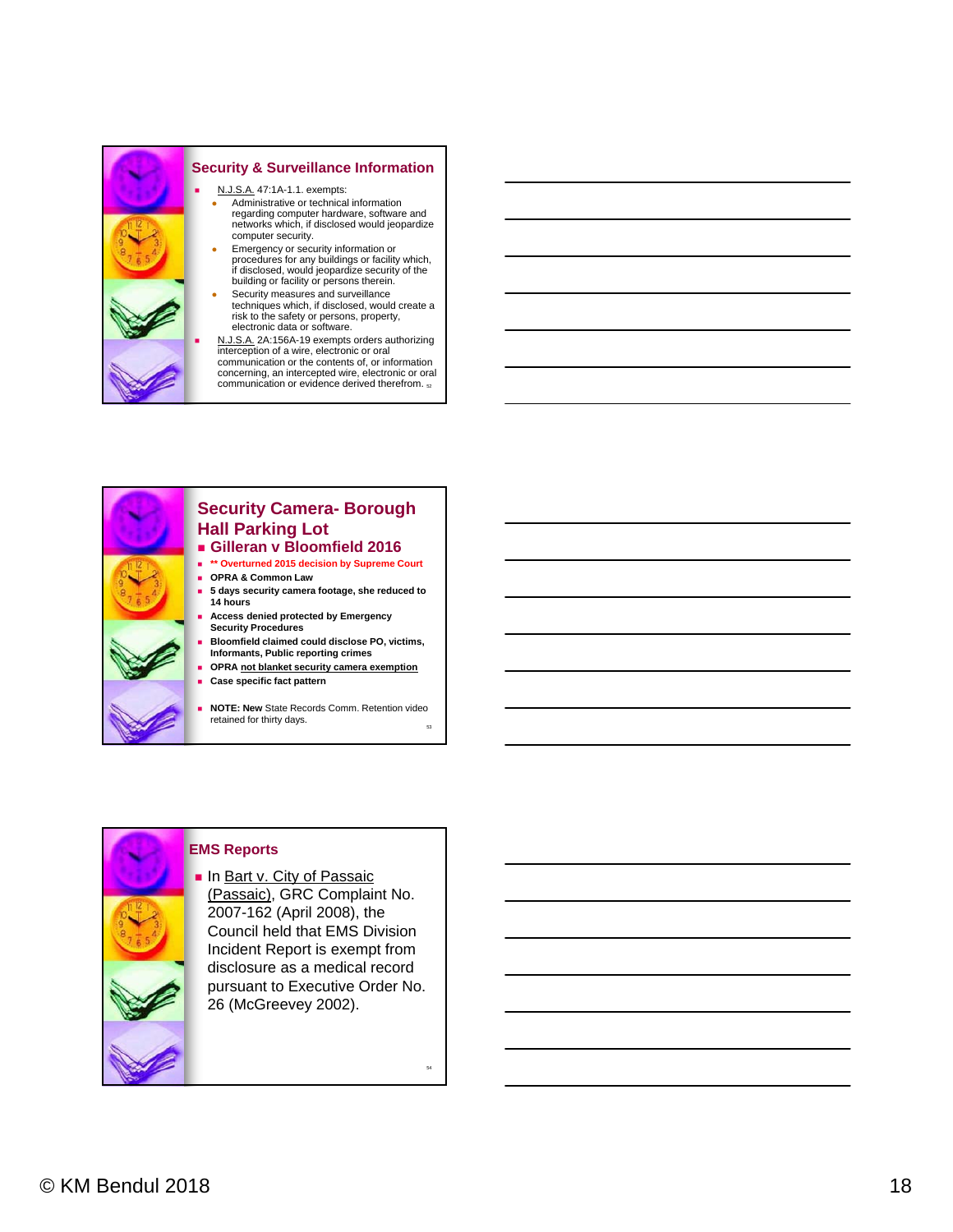## Security & Surveillance Information

- N.J.S.A. 47:1A-1.1. exempts:
  - Administrative or technical information regarding computer hardware, software and networks which, if disclosed would jeopardize computer security.
  - Emergency or security information or procedures for any buildings or facility which, if disclosed, would jeopardize security of the building or facility or persons therein.
  - Security measures and surveillance techniques which, if disclosed, would create a risk to the safety or persons, property, electronic data or software.
- N.J.S.A. 2A:156A-19 exempts orders authorizing interception of a wire, electronic or oral communication or the contents of, or information concerning, an intercepted wire, electronic or oral communication or evidence derived therefrom.

## Security Camera- Borough Hall Parking Lot

- **Gilleran v Bloomfield 2016**
- **\*\* Overturned 2015 decision by Supreme Court**
- **OPRA & Common Law**
- **5 days security camera footage, she reduced to 14 hours**
- **Access denied protected by Emergency Security Procedures**
- **Bloomfield claimed could disclose PO, victims, Informants, Public reporting crimes**
- **OPRA not blanket security camera exemption**
- **Case specific fact pattern**
- **NOTE: New** State Records Comm. Retention video retained for thirty days.

## EMS Reports

- In Bart v. City of Passaic (Passaic), GRC Complaint No. 2007-162 (April 2008), the Council held that EMS Division Incident Report is exempt from disclosure as a medical record pursuant to Executive Order No. 26 (McGreevey 2002).

© KM Bendul 2018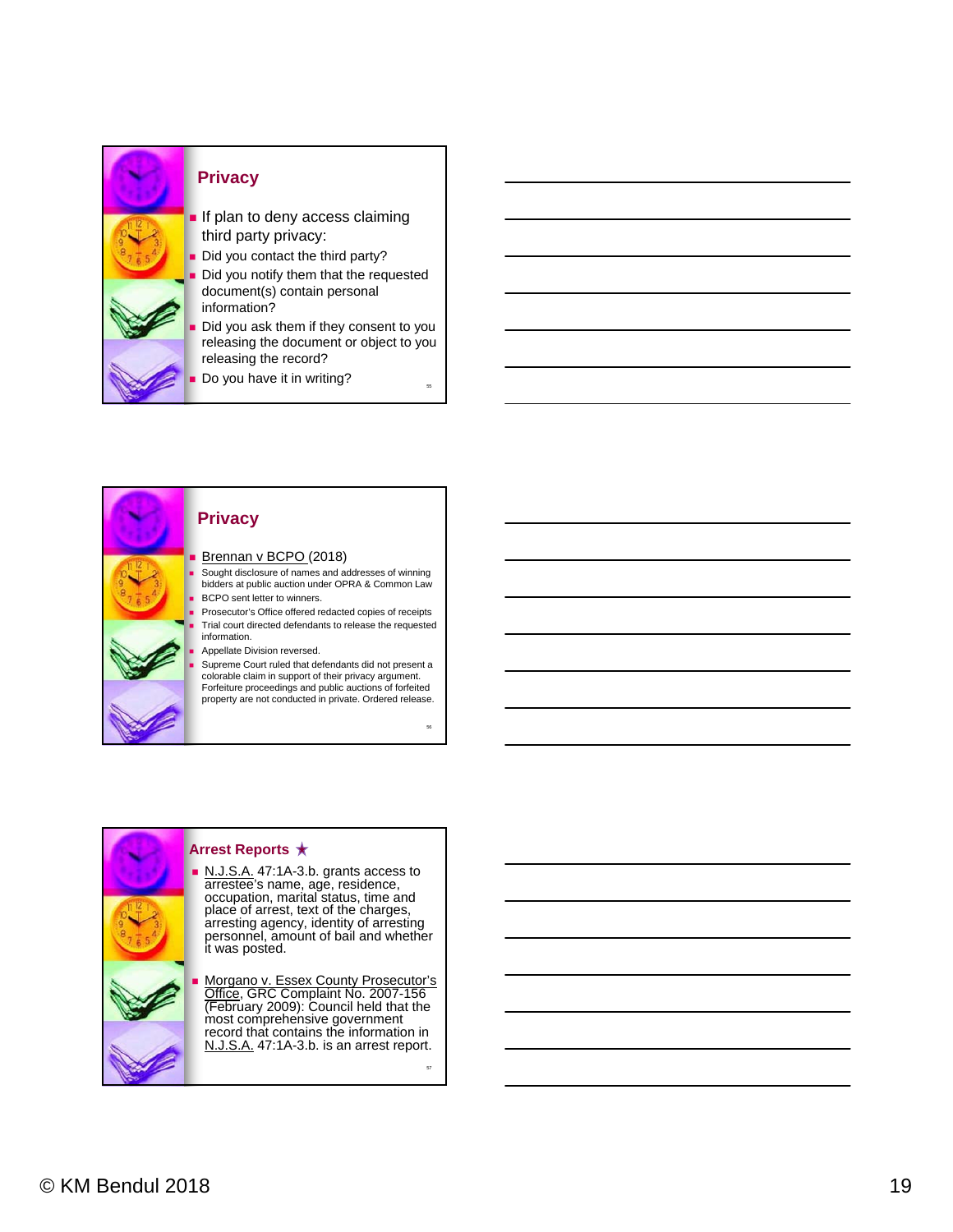## Privacy

- If plan to deny access claiming third party privacy:
- Did you contact the third party?
- Did you notify them that the requested document(s) contain personal information?
- Did you ask them if they consent to you releasing the document or object to you releasing the record?
- Do you have it in writing?

## Privacy

- Brennan v BCPO (2018)
- Sought disclosure of names and addresses of winning bidders at public auction under OPRA & Common Law
- BCPO sent letter to winners.
- Prosecutor's Office offered redacted copies of receipts
- Trial court directed defendants to release the requested information.
- Appellate Division reversed.
- Supreme Court ruled that defendants did not present a colorable claim in support of their privacy argument. Forfeiture proceedings and public auctions of forfeited property are not conducted in private. Ordered release.

## Arrest Reports ★

- N.J.S.A. 47:1A-3.b. grants access to arrestee's name, age, residence, occupation, marital status, time and place of arrest, text of the charges, arresting agency, identity of arresting personnel, amount of bail and whether it was posted.
- Morgano v. Essex County Prosecutor's Office, GRC Complaint No. 2007-156 (February 2009): Council held that the most comprehensive government record that contains the information in N.J.S.A. 47:1A-3.b. is an arrest report.

© KM Bendul 2018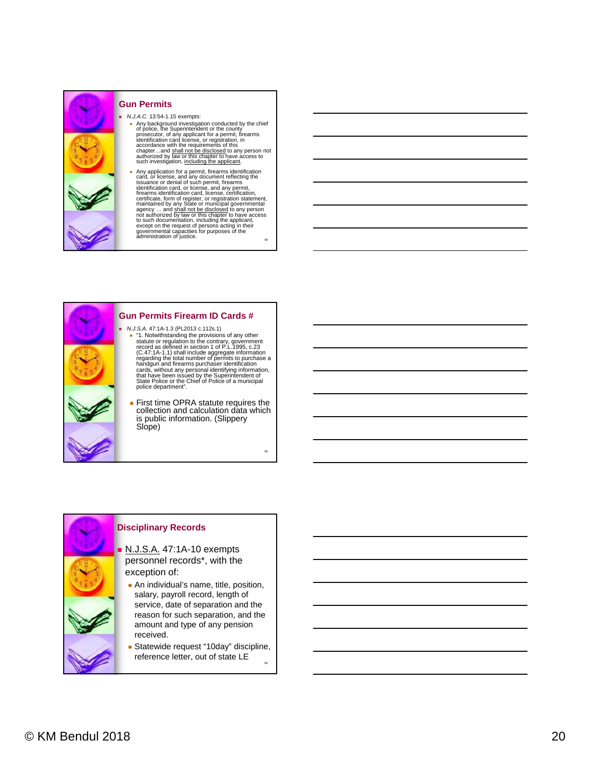## Gun Permits

- *N.J.A.C.* 13:54-1.15 exempts:
  - Any background investigation conducted by the chief of police, the Superintendent or the county prosecutor, of any applicant for a permit, firearms identification card license, or registration, in accordance with the requirements of this chapter…and shall not be disclosed to any person not authorized by law or this chapter to have access to such investigation, including the applicant.
  - Any application for a permit, firearms identification card, or license, and any document reflecting the issuance or denial of such permit, firearms identification card, or license, and any permit, firearms identification card, license, certification, certificate, form of register, or registration statement, maintained by any State or municipal governmental agency … and shall not be disclosed to any person not authorized by law or this chapter to have access to such documentation, including the applicant, except on the request of persons acting in their governmental capacities for purposes of the administration of justice.

## Gun Permits Firearm ID Cards #

- *N.J.S.A.* 47:1A-1.3 (PL2013 c.112s.1)
  - "1. Notwithstanding the provisions of any other statute or regulation to the contrary, government record as defined in section 1 of P.L.1995, c.23 (C.47:1A-1.1) shall include aggregate information regarding the total number of permits to purchase a handgun and firearms purchaser identification cards, without any personal identifying information, that have been issued by the Superintendent of State Police or the Chief of Police of a municipal police department".
  - First time OPRA statute requires the collection and calculation data which is public information. (Slippery Slope)

## Disciplinary Records

- N.J.S.A. 47:1A-10 exempts personnel records*, with the exception of:
  - An individual's name, title, position, salary, payroll record, length of service, date of separation and the reason for such separation, and the amount and type of any pension received.
  - Statewide request "10day" discipline, reference letter, out of state LE

© KM Bendul 2018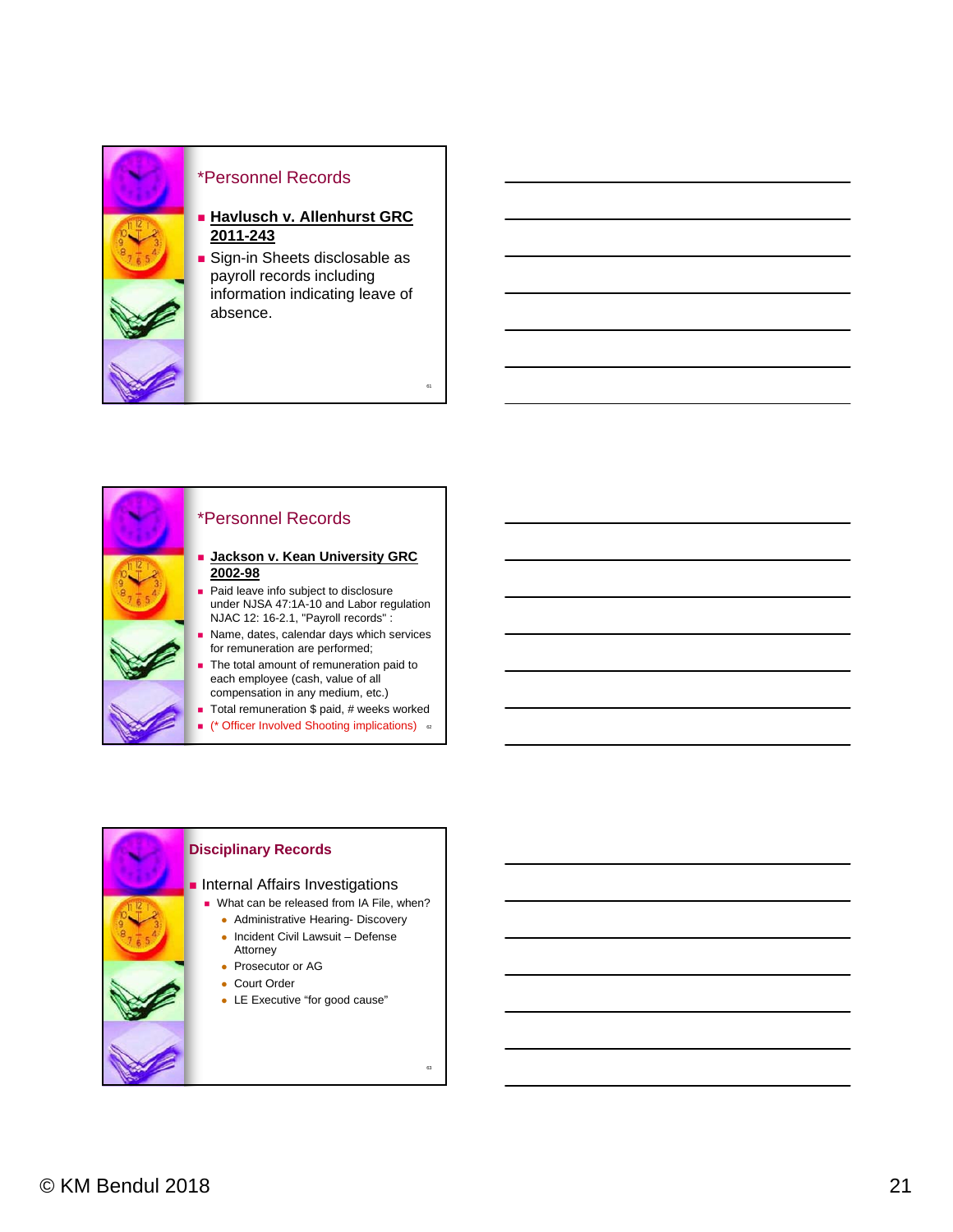## *Personnel Records

- **Havlusch v. Allenhurst GRC 2011-243**
- Sign-in Sheets disclosable as payroll records including information indicating leave of absence.

## *Personnel Records

- **Jackson v. Kean University GRC 2002-98**
- Paid leave info subject to disclosure under NJSA 47:1A-10 and Labor regulation NJAC 12: 16-2.1, "Payroll records" :
- Name, dates, calendar days which services for remuneration are performed;
- The total amount of remuneration paid to each employee (cash, value of all compensation in any medium, etc.)
- Total remuneration $ paid, # weeks worked
- (* Officer Involved Shooting implications)

## Disciplinary Records

- Internal Affairs Investigations
  - What can be released from IA File, when?
    - Administrative Hearing- Discovery
    - Incident Civil Lawsuit – Defense Attorney
    - Prosecutor or AG
    - Court Order
    - LE Executive "for good cause"

© KM Bendul 2018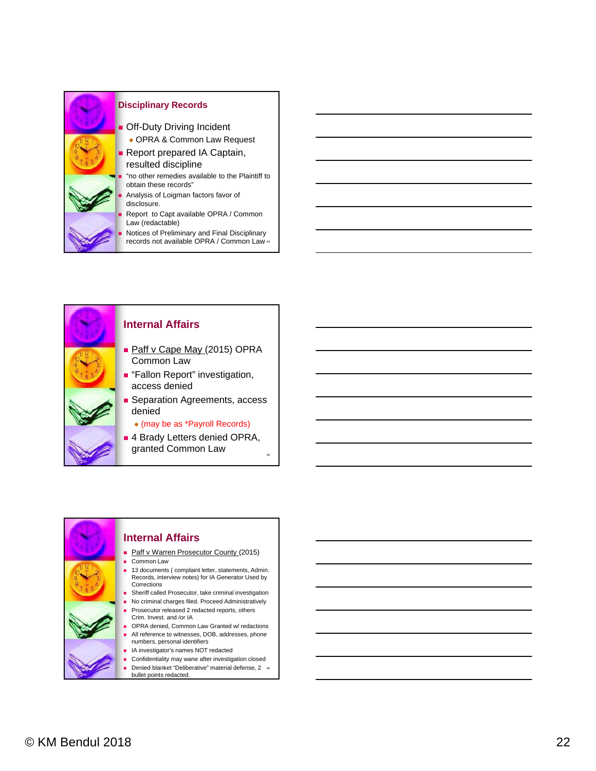## Disciplinary Records

- Off-Duty Driving Incident
  - OPRA & Common Law Request
- Report prepared IA Captain, resulted discipline
- "no other remedies available to the Plaintiff to obtain these records"
- Analysis of Loigman factors favor of disclosure.
- Report to Capt available OPRA / Common Law (redactable)
- Notices of Preliminary and Final Disciplinary records not available OPRA / Common Law

## Internal Affairs

- Paff v Cape May (2015) OPRA Common Law
- "Fallon Report" investigation, access denied
- Separation Agreements, access denied
  - (may be as *Payroll Records)
- 4 Brady Letters denied OPRA, granted Common Law

## Internal Affairs

- Paff v Warren Prosecutor County (2015)
- Common Law
- 13 documents ( complaint letter, statements, Admin. Records, interview notes) for IA Generator Used by Corrections
- Sheriff called Prosecutor, take criminal investigation
- No criminal charges filed. Proceed Administratively
- Prosecutor released 2 redacted reports, others Crim. Invest. and /or IA
- OPRA denied, Common Law Granted w/ redactions
- All reference to witnesses, DOB, addresses, phone numbers, personal identifiers
- IA investigator's names NOT redacted
- Confidentiality may wane after investigation closed
- Denied blanket "Deliberative" material defense, 2 bullet points redacted.

© KM Bendul 2018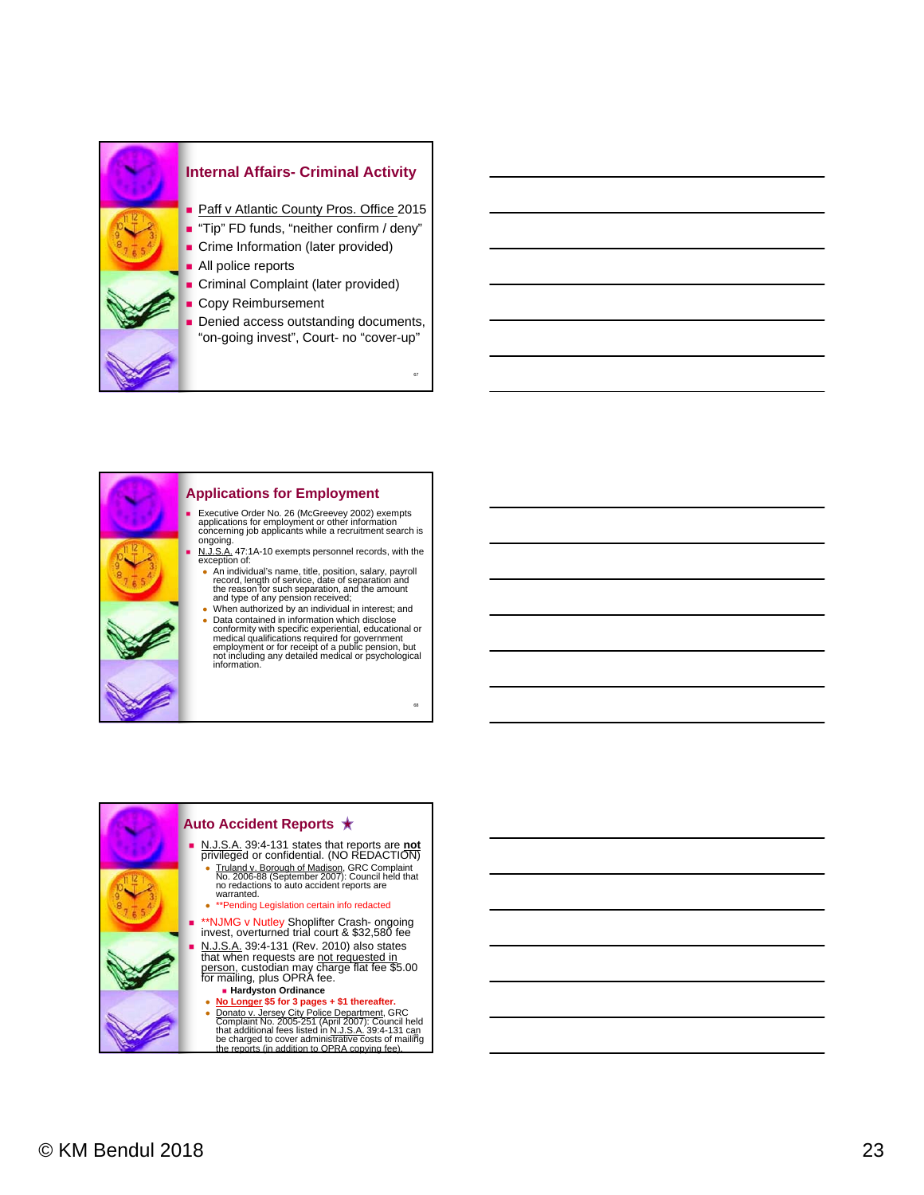## Internal Affairs- Criminal Activity

- Paff v Atlantic County Pros. Office 2015
- "Tip" FD funds, "neither confirm / deny"
- Crime Information (later provided)
- All police reports
- Criminal Complaint (later provided)
- Copy Reimbursement
- Denied access outstanding documents, "on-going invest", Court- no "cover-up"

## Applications for Employment

- Executive Order No. 26 (McGreevey 2002) exempts applications for employment or other information concerning job applicants while a recruitment search is ongoing.
- N.J.S.A. 47:1A-10 exempts personnel records, with the exception of:
  - An individual's name, title, position, salary, payroll record, length of service, date of separation and the reason for such separation, and the amount and type of any pension received;
  - When authorized by an individual in interest; and
  - Data contained in information which disclose conformity with specific experiential, educational or medical qualifications required for government employment or for receipt of a public pension, but not including any detailed medical or psychological information.

## Auto Accident Reports ★

- N.J.S.A. 39:4-131 states that reports are **not** privileged or confidential. (NO REDACTION)
  - Truland v. Borough of Madison, GRC Complaint No. 2006-88 (September 2007): Council held that no redactions to auto accident reports are warranted.
  - **Pending Legislation certain info redacted
- **NJMG v Nutley Shoplifter Crash- ongoing invest, overturned trial court & $32,580 fee
- N.J.S.A. 39:4-131 (Rev. 2010) also states that when requests are not requested in person, custodian may charge flat fee $5.00 for mailing, plus OPRA fee.
  - **Hardyston Ordinance**
  - **No Longer $5 for 3 pages + $1 thereafter.**
  - Donato v. Jersey City Police Department, GRC Complaint No. 2005-251 (April 2007): Council held that additional fees listed in N.J.S.A. 39:4-131 can be charged to cover administrative costs of mailing the reports (in addition to OPRA copying fee).

© KM Bendul 2018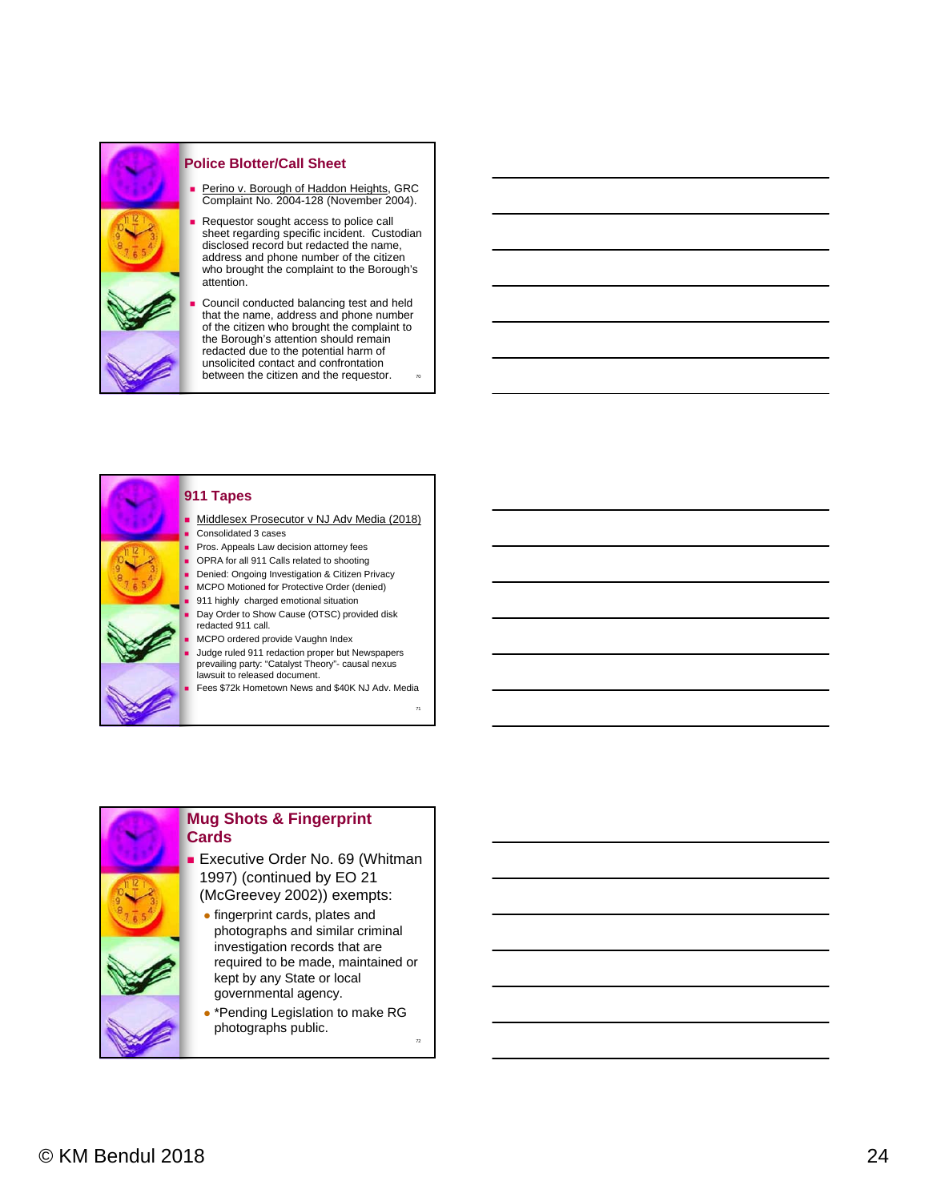## Police Blotter/Call Sheet

- Perino v. Borough of Haddon Heights, GRC Complaint No. 2004-128 (November 2004).
- Requestor sought access to police call sheet regarding specific incident. Custodian disclosed record but redacted the name, address and phone number of the citizen who brought the complaint to the Borough's attention.
- Council conducted balancing test and held that the name, address and phone number of the citizen who brought the complaint to the Borough's attention should remain redacted due to the potential harm of unsolicited contact and confrontation between the citizen and the requestor.

## 911 Tapes

- Middlesex Prosecutor v NJ Adv Media (2018)
- Consolidated 3 cases
- Pros. Appeals Law decision attorney fees
- OPRA for all 911 Calls related to shooting
- Denied: Ongoing Investigation & Citizen Privacy
- MCPO Motioned for Protective Order (denied)
- 911 highly charged emotional situation
- Day Order to Show Cause (OTSC) provided disk redacted 911 call.
- MCPO ordered provide Vaughn Index
- Judge ruled 911 redaction proper but Newspapers prevailing party: "Catalyst Theory"- causal nexus lawsuit to released document.
- Fees $72k Hometown News and $40K NJ Adv. Media

## Mug Shots & Fingerprint Cards

- Executive Order No. 69 (Whitman 1997) (continued by EO 21 (McGreevey 2002)) exempts:
  - fingerprint cards, plates and photographs and similar criminal investigation records that are required to be made, maintained or kept by any State or local governmental agency.
  - *Pending Legislation to make RG photographs public.

© KM Bendul 2018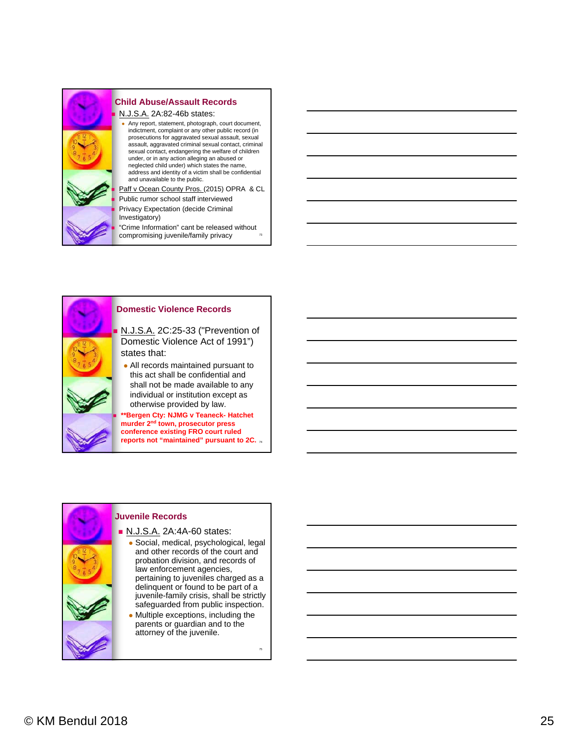## Child Abuse/Assault Records

- N.J.S.A. 2A:82-46b states:
  - Any report, statement, photograph, court document, indictment, complaint or any other public record (in prosecutions for aggravated sexual assault, sexual assault, aggravated criminal sexual contact, criminal sexual contact, endangering the welfare of children under, or in any action alleging an abused or neglected child under) which states the name, address and identity of a victim shall be confidential and unavailable to the public.
- Paff v Ocean County Pros. (2015) OPRA & CL
- Public rumor school staff interviewed
- Privacy Expectation (decide Criminal Investigatory)
- "Crime Information" cant be released without compromising juvenile/family privacy

## Domestic Violence Records

- N.J.S.A. 2C:25-33 ("Prevention of Domestic Violence Act of 1991") states that:
  - All records maintained pursuant to this act shall be confidential and shall not be made available to any individual or institution except as otherwise provided by law.
- **\*\*Bergen Cty: NJMG v Teaneck- Hatchet murder 2nd town, prosecutor press conference existing FRO court ruled reports not "maintained" pursuant to 2C.**

## Juvenile Records

- N.J.S.A. 2A:4A-60 states:
  - Social, medical, psychological, legal and other records of the court and probation division, and records of law enforcement agencies, pertaining to juveniles charged as a delinquent or found to be part of a juvenile-family crisis, shall be strictly safeguarded from public inspection.
  - Multiple exceptions, including the parents or guardian and to the attorney of the juvenile.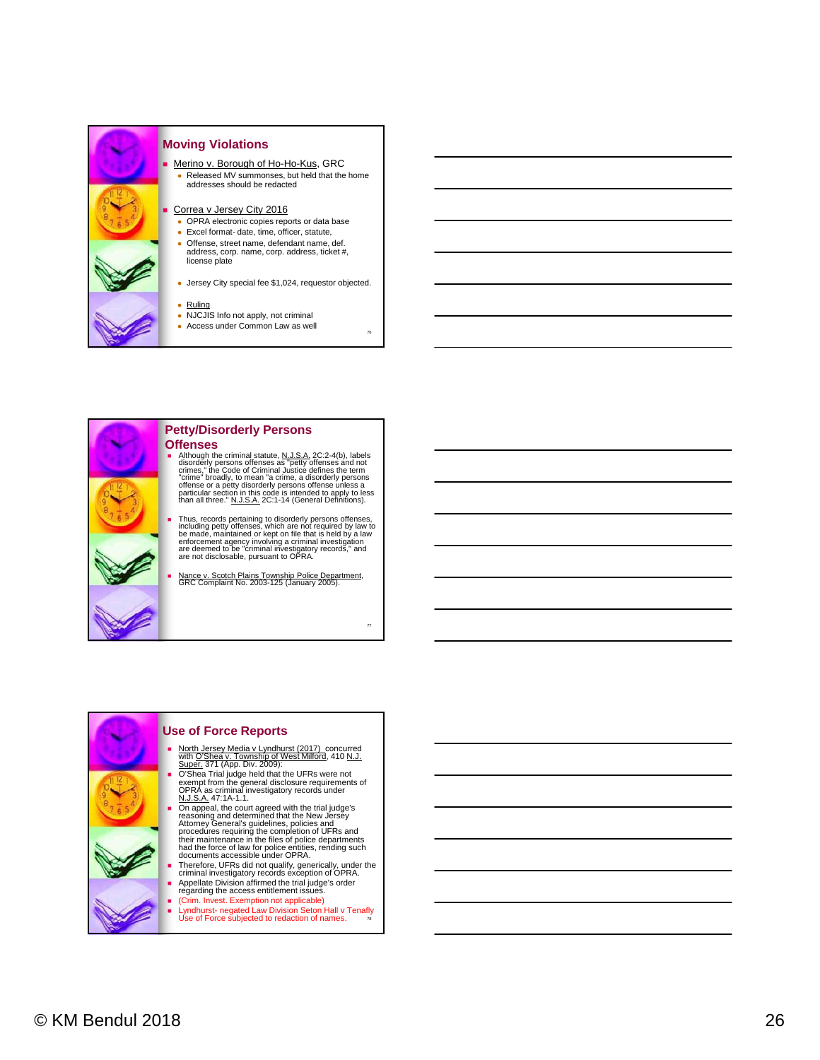## Moving Violations

- Merino v. Borough of Ho-Ho-Kus, GRC
  - Released MV summonses, but held that the home addresses should be redacted
- Correa v Jersey City 2016
  - OPRA electronic copies reports or data base
  - Excel format- date, time, officer, statute,
  - Offense, street name, defendant name, def. address, corp. name, corp. address, ticket #, license plate
  - Jersey City special fee $1,024, requestor objected.
  - Ruling
  - NJCJIS Info not apply, not criminal
  - Access under Common Law as well

## Petty/Disorderly Persons Offenses

- Although the criminal statute, N.J.S.A. 2C:2-4(b), labels disorderly persons offenses as "petty offenses and not crimes," the Code of Criminal Justice defines the term "crime" broadly, to mean "a crime, a disorderly persons offense or a petty disorderly persons offense unless a particular section in this code is intended to apply to less than all three." N.J.S.A. 2C:1-14 (General Definitions).
- Thus, records pertaining to disorderly persons offenses, including petty offenses, which are not required by law to be made, maintained or kept on file that is held by a law enforcement agency involving a criminal investigation are deemed to be "criminal investigatory records," and are not disclosable, pursuant to OPRA.
- Nance v. Scotch Plains Township Police Department, GRC Complaint No. 2003-125 (January 2005).

## Use of Force Reports

- North Jersey Media v Lyndhurst (2017) concurred with O'Shea v. Township of West Milford, 410 N.J. Super. 371 (App. Div. 2009):
- O'Shea Trial judge held that the UFRs were not exempt from the general disclosure requirements of OPRA as criminal investigatory records under N.J.S.A. 47:1A-1.1.
- On appeal, the court agreed with the trial judge's reasoning and determined that the New Jersey Attorney General's guidelines, policies and procedures requiring the completion of UFRs and their maintenance in the files of police departments had the force of law for police entities, rending such documents accessible under OPRA.
- Therefore, UFRs did not qualify, generically, under the criminal investigatory records exception of OPRA.
- Appellate Division affirmed the trial judge's order regarding the access entitlement issues.
- (Crim. Invest. Exemption not applicable)
- Lyndhurst- negated Law Division Seton Hall v Tenafly Use of Force subjected to redaction of names.

© KM Bendul 2018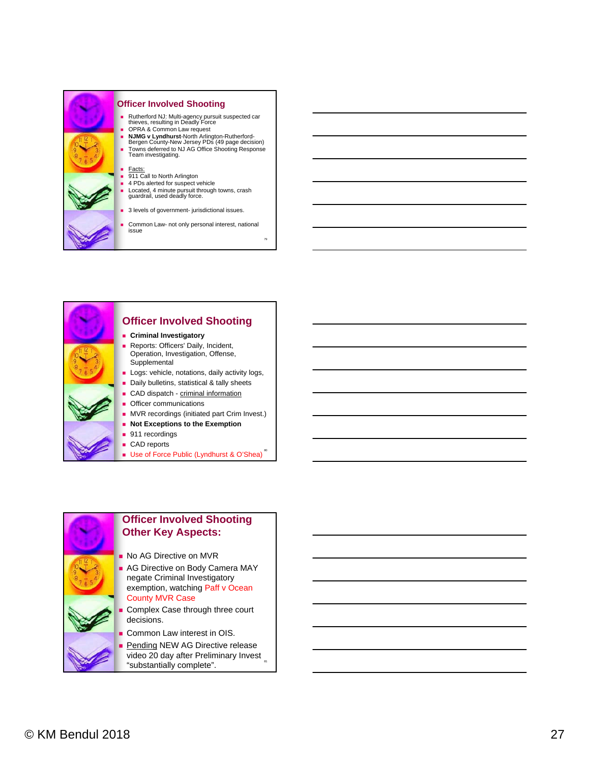## Officer Involved Shooting

- Rutherford NJ: Multi-agency pursuit suspected car thieves, resulting in Deadly Force
- OPRA & Common Law request
- **NJMG v Lyndhurst**-North Arlington-Rutherford-Bergen County-New Jersey PDs (49 page decision)
- Towns deferred to NJ AG Office Shooting Response Team investigating.
- Facts:
- 911 Call to North Arlington
- 4 PDs alerted for suspect vehicle
- Located, 4 minute pursuit through towns, crash guardrail, used deadly force.
- 3 levels of government- jurisdictional issues.
- Common Law- not only personal interest, national issue

## Officer Involved Shooting

- **Criminal Investigatory**
- Reports: Officers' Daily, Incident, Operation, Investigation, Offense, Supplemental
- Logs: vehicle, notations, daily activity logs,
- Daily bulletins, statistical & tally sheets
- CAD dispatch - criminal information
- Officer communications
- MVR recordings (initiated part Crim Invest.)
- **Not Exceptions to the Exemption**
- 911 recordings
- CAD reports
- Use of Force Public (Lyndhurst & O'Shea)

## Officer Involved Shooting Other Key Aspects:

- No AG Directive on MVR
- AG Directive on Body Camera MAY negate Criminal Investigatory exemption, watching Paff v Ocean County MVR Case
- Complex Case through three court decisions.
- Common Law interest in OIS.
- Pending NEW AG Directive release video 20 day after Preliminary Invest "substantially complete".

© KM Bendul 2018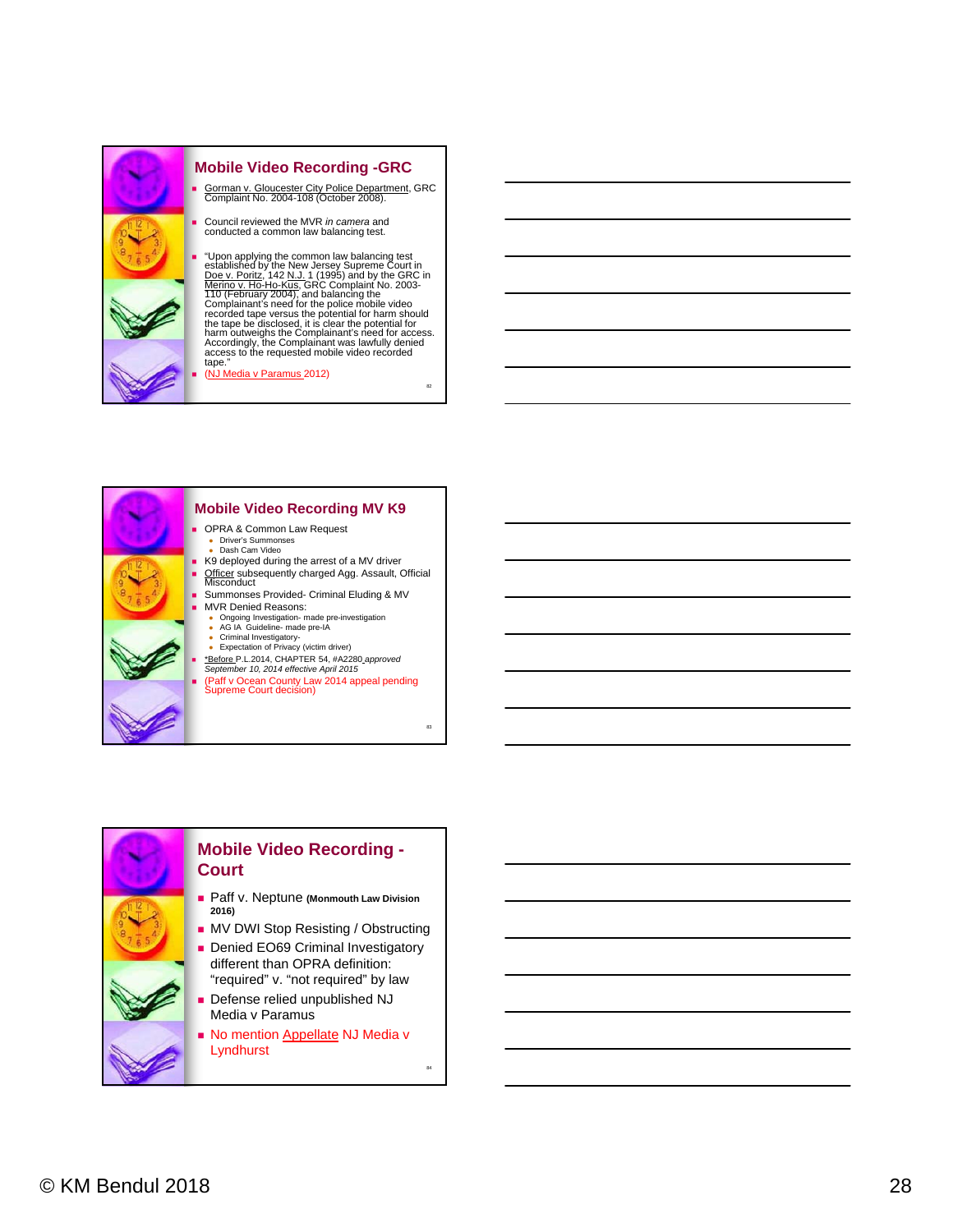## Mobile Video Recording -GRC

- Gorman v. Gloucester City Police Department, GRC Complaint No. 2004-108 (October 2008).
- Council reviewed the MVR *in camera* and conducted a common law balancing test.
- "Upon applying the common law balancing test established by the New Jersey Supreme Court in Doe v. Poritz, 142 N.J. 1 (1995) and by the GRC in Merino v. Ho-Ho-Kus, GRC Complaint No. 2003-110 (February 2004), and balancing the Complainant's need for the police mobile video recorded tape versus the potential for harm should the tape be disclosed, it is clear the potential for harm outweighs the Complainant's need for access. Accordingly, the Complainant was lawfully denied access to the requested mobile video recorded tape."
- (NJ Media v Paramus 2012)

## Mobile Video Recording MV K9

- OPRA & Common Law Request
  - Driver's Summonses
  - Dash Cam Video
- K9 deployed during the arrest of a MV driver
- Officer subsequently charged Agg. Assault, Official Misconduct
- Summonses Provided- Criminal Eluding & MV
- MVR Denied Reasons:
  - Ongoing Investigation- made pre-investigation
  - AG IA Guideline- made pre-IA
  - Criminal Investigatory-
  - Expectation of Privacy (victim driver)
- *Before P.L.2014, CHAPTER 54, #A2280 *approved September 10, 2014 effective April 2015*
- (Paff v Ocean County Law 2014 appeal pending Supreme Court decision)

## Mobile Video Recording - Court

- Paff v. Neptune **(Monmouth Law Division 2016)**
- MV DWI Stop Resisting / Obstructing
- Denied EO69 Criminal Investigatory different than OPRA definition: "required" v. "not required" by law
- Defense relied unpublished NJ Media v Paramus
- No mention Appellate NJ Media v Lyndhurst

© KM Bendul 2018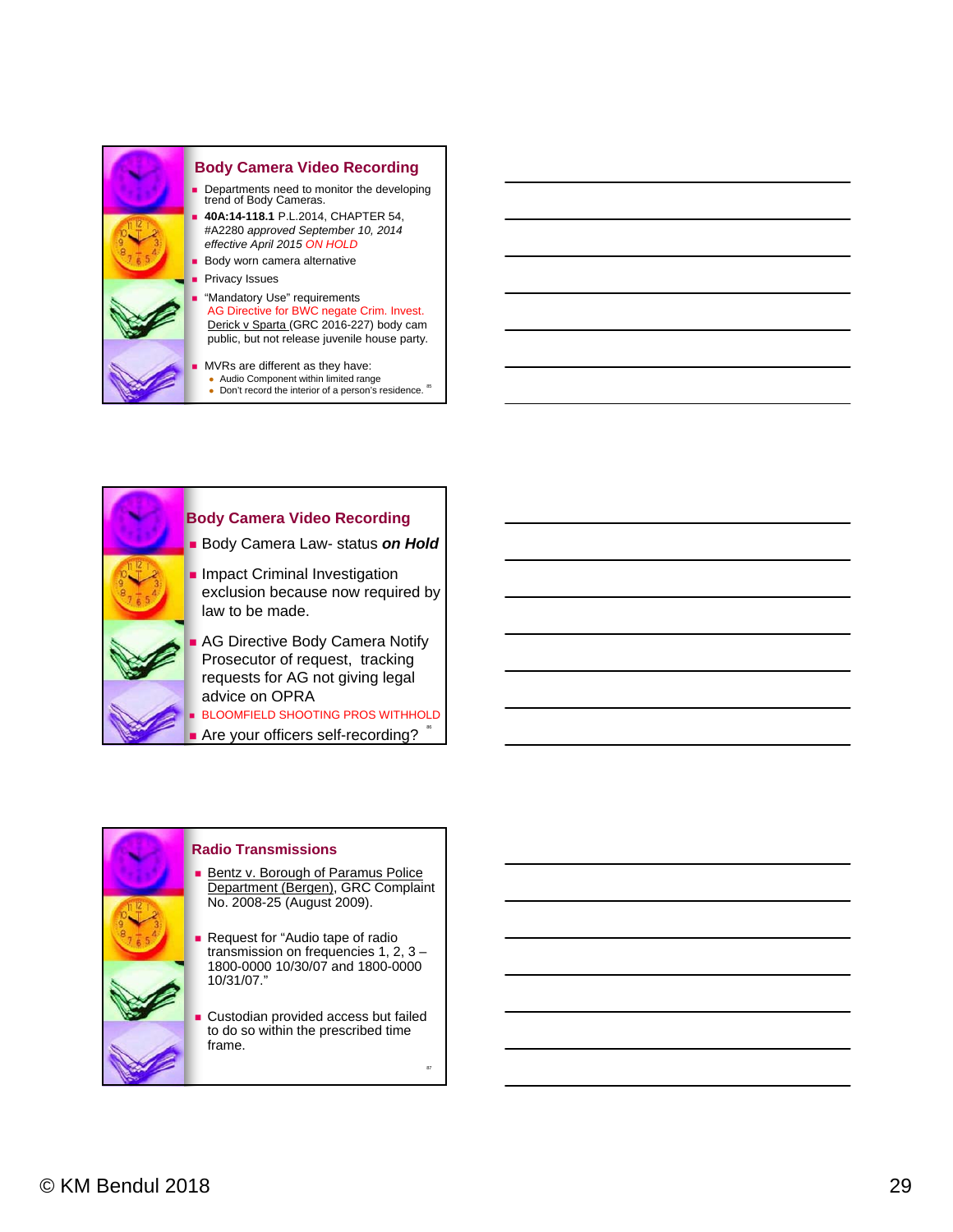## Body Camera Video Recording

- Departments need to monitor the developing trend of Body Cameras.
- **40A:14-118.1** P.L.2014, CHAPTER 54, #A2280 *approved September 10, 2014 effective April 2015* *ON HOLD*
- Body worn camera alternative
- Privacy Issues
- "Mandatory Use" requirements
  AG Directive for BWC negate Crim. Invest.
  Derick v Sparta (GRC 2016-227) body cam public, but not release juvenile house party.
- MVRs are different as they have:
  - Audio Component within limited range
  - Don't record the interior of a person's residence.

## Body Camera Video Recording

- Body Camera Law- status ***on Hold***
- Impact Criminal Investigation exclusion because now required by law to be made.
- AG Directive Body Camera Notify Prosecutor of request, tracking requests for AG not giving legal advice on OPRA
- BLOOMFIELD SHOOTING PROS WITHHOLD
- Are your officers self-recording?

## Radio Transmissions

- Bentz v. Borough of Paramus Police Department (Bergen), GRC Complaint No. 2008-25 (August 2009).
- Request for "Audio tape of radio transmission on frequencies 1, 2, 3 – 1800-0000 10/30/07 and 1800-0000 10/31/07."
- Custodian provided access but failed to do so within the prescribed time frame.

© KM Bendul 2018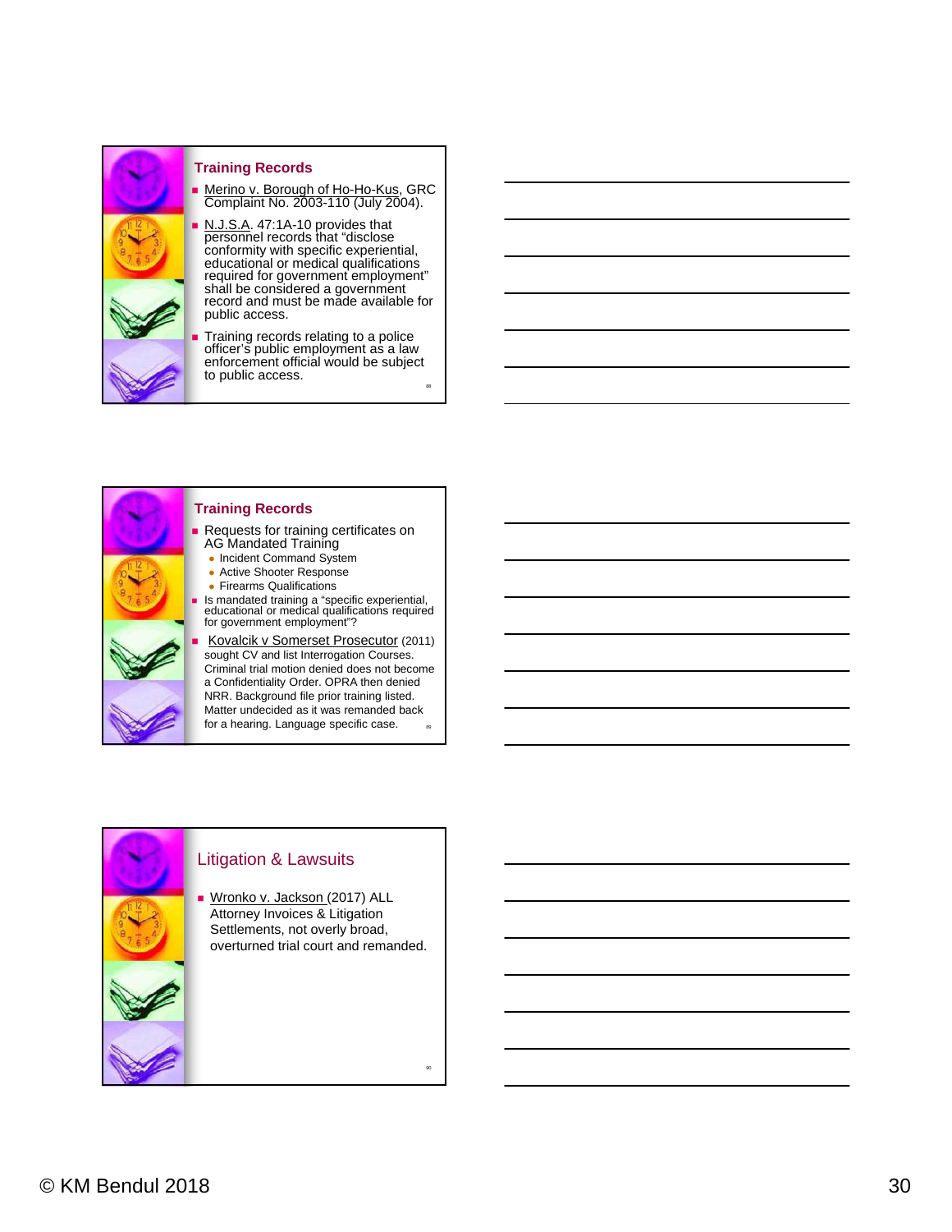## Training Records

- Merino v. Borough of Ho-Ho-Kus, GRC Complaint No. 2003-110 (July 2004).
- N.J.S.A. 47:1A-10 provides that personnel records that "disclose conformity with specific experiential, educational or medical qualifications required for government employment" shall be considered a government record and must be made available for public access.
- Training records relating to a police officer's public employment as a law enforcement official would be subject to public access.

## Training Records

- Requests for training certificates on AG Mandated Training
  - Incident Command System
  - Active Shooter Response
  - Firearms Qualifications
- Is mandated training a "specific experiential, educational or medical qualifications required for government employment"?
- Kovalcik v Somerset Prosecutor (2011) sought CV and list Interrogation Courses. Criminal trial motion denied does not become a Confidentiality Order. OPRA then denied NRR. Background file prior training listed. Matter undecided as it was remanded back for a hearing. Language specific case.

## Litigation & Lawsuits

- Wronko v. Jackson (2017) ALL Attorney Invoices & Litigation Settlements, not overly broad, overturned trial court and remanded.

© KM Bendul 2018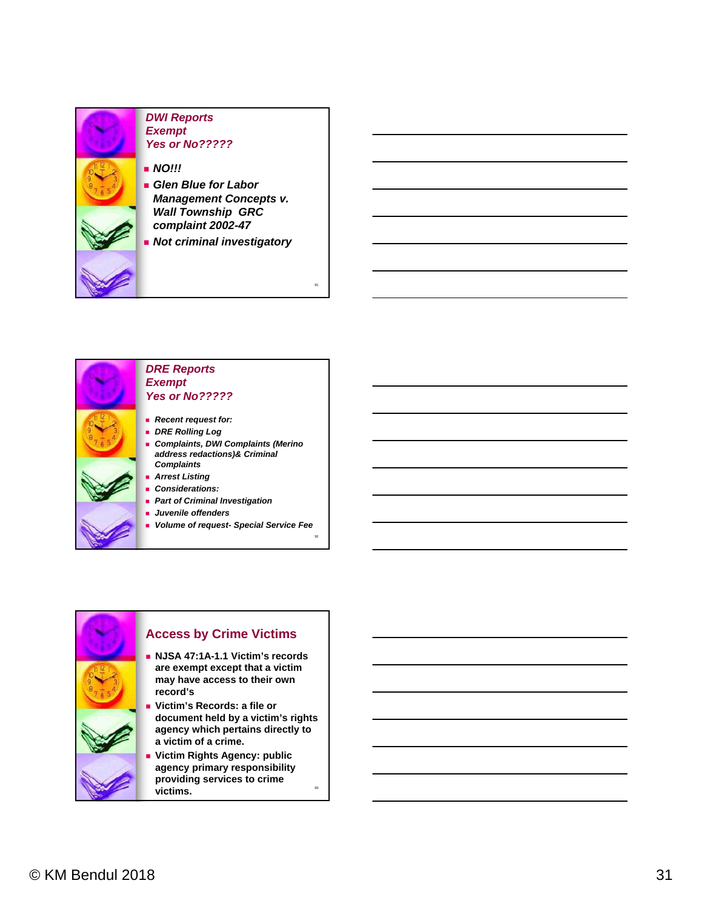## *DWI Reports Exempt Yes or No?????*

- ***NO!!!***
- ***Glen Blue for Labor Management Concepts v. Wall Township GRC complaint 2002-47***
- ***Not criminal investigatory***

## *DRE Reports Exempt Yes or No?????*

- ***Recent request for:***
- ***DRE Rolling Log***
- ***Complaints, DWI Complaints (Merino address redactions)& Criminal Complaints***
- ***Arrest Listing***
- ***Considerations:***
- ***Part of Criminal Investigation***
- ***Juvenile offenders***
- ***Volume of request- Special Service Fee***

## Access by Crime Victims

- **NJSA 47:1A-1.1 Victim's records are exempt except that a victim may have access to their own record's**
- **Victim's Records: a file or document held by a victim's rights agency which pertains directly to a victim of a crime.**
- **Victim Rights Agency: public agency primary responsibility providing services to crime victims.**

© KM Bendul 2018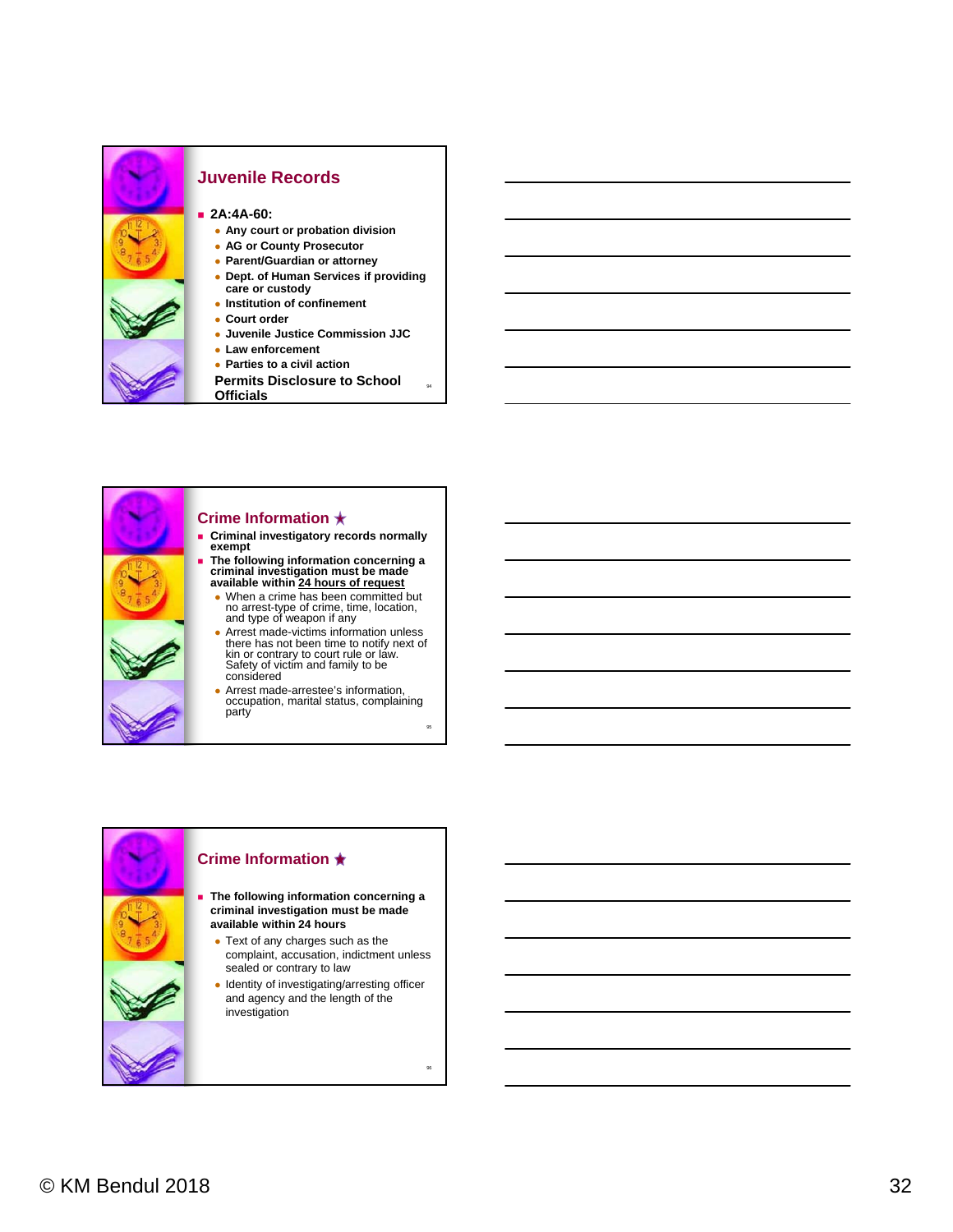## Juvenile Records

- 2A:4A-60:
  - Any court or probation division
  - AG or County Prosecutor
  - Parent/Guardian or attorney
  - Dept. of Human Services if providing care or custody
  - Institution of confinement
  - Court order
  - Juvenile Justice Commission JJC
  - Law enforcement
  - Parties to a civil action

**Permits Disclosure to School Officials**

## Crime Information ★

- Criminal investigatory records normally exempt
- The following information concerning a criminal investigation must be made available within 24 hours of request
  - When a crime has been committed but no arrest-type of crime, time, location, and type of weapon if any
  - Arrest made-victims information unless there has not been time to notify next of kin or contrary to court rule or law. Safety of victim and family to be considered
  - Arrest made-arrestee's information, occupation, marital status, complaining party

## Crime Information ★

- The following information concerning a criminal investigation must be made available within 24 hours
  - Text of any charges such as the complaint, accusation, indictment unless sealed or contrary to law
  - Identity of investigating/arresting officer and agency and the length of the investigation

© KM Bendul 2018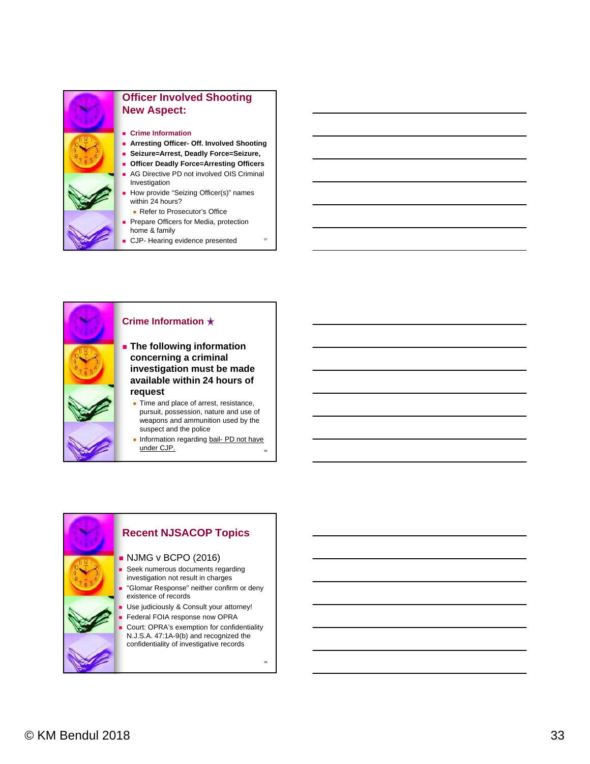## Officer Involved Shooting New Aspect:

- **Crime Information**
- **Arresting Officer- Off. Involved Shooting**
- **Seizure=Arrest, Deadly Force=Seizure,**
- **Officer Deadly Force=Arresting Officers**
- AG Directive PD not involved OIS Criminal Investigation
- How provide "Seizing Officer(s)" names within 24 hours?
  - Refer to Prosecutor's Office
- Prepare Officers for Media, protection home & family
- CJP- Hearing evidence presented

## Crime Information ★

- **The following information concerning a criminal investigation must be made available within 24 hours of request**
  - Time and place of arrest, resistance, pursuit, possession, nature and use of weapons and ammunition used by the suspect and the police
  - Information regarding <u>bail- PD not have under CJP.</u>

## Recent NJSACOP Topics

- NJMG v BCPO (2016)
- Seek numerous documents regarding investigation not result in charges
- "Glomar Response" neither confirm or deny existence of records
- Use judiciously & Consult your attorney!
- Federal FOIA response now OPRA
- Court: OPRA's exemption for confidentiality N.J.S.A. 47:1A-9(b) and recognized the confidentiality of investigative records

© KM Bendul 2018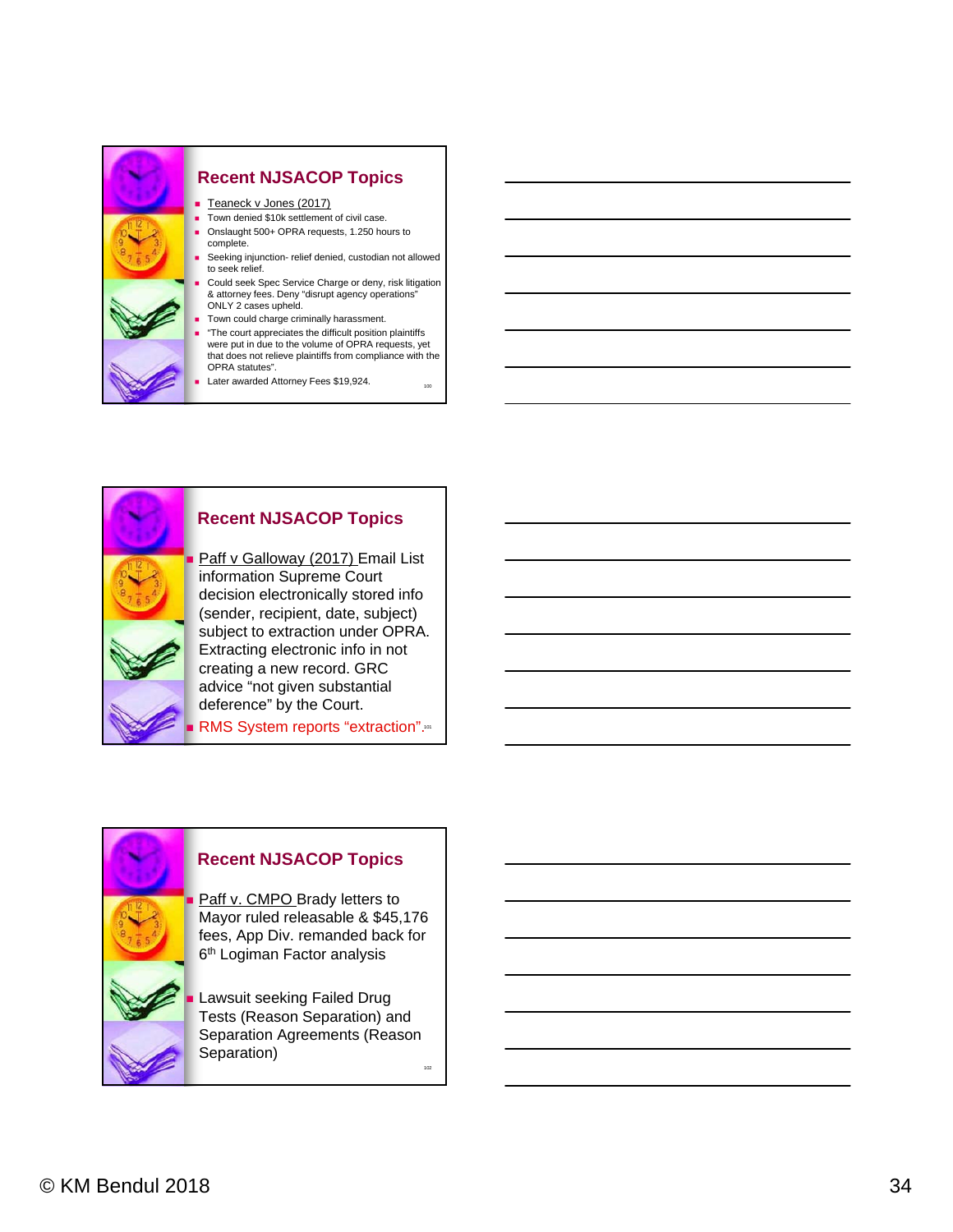## Recent NJSACOP Topics

- Teaneck v Jones (2017)
- Town denied $10k settlement of civil case.
- Onslaught 500+ OPRA requests, 1.250 hours to complete.
- Seeking injunction- relief denied, custodian not allowed to seek relief.
- Could seek Spec Service Charge or deny, risk litigation & attorney fees. Deny "disrupt agency operations" ONLY 2 cases upheld.
- Town could charge criminally harassment.
- "The court appreciates the difficult position plaintiffs were put in due to the volume of OPRA requests, yet that does not relieve plaintiffs from compliance with the OPRA statutes".
- Later awarded Attorney Fees $19,924.

## Recent NJSACOP Topics

- Paff v Galloway (2017) Email List information Supreme Court decision electronically stored info (sender, recipient, date, subject) subject to extraction under OPRA. Extracting electronic info in not creating a new record. GRC advice "not given substantial deference" by the Court.
- RMS System reports "extraction".

## Recent NJSACOP Topics

- Paff v. CMPO Brady letters to Mayor ruled releasable & $45,176 fees, App Div. remanded back for 6th Logiman Factor analysis
- Lawsuit seeking Failed Drug Tests (Reason Separation) and Separation Agreements (Reason Separation)

© KM Bendul 2018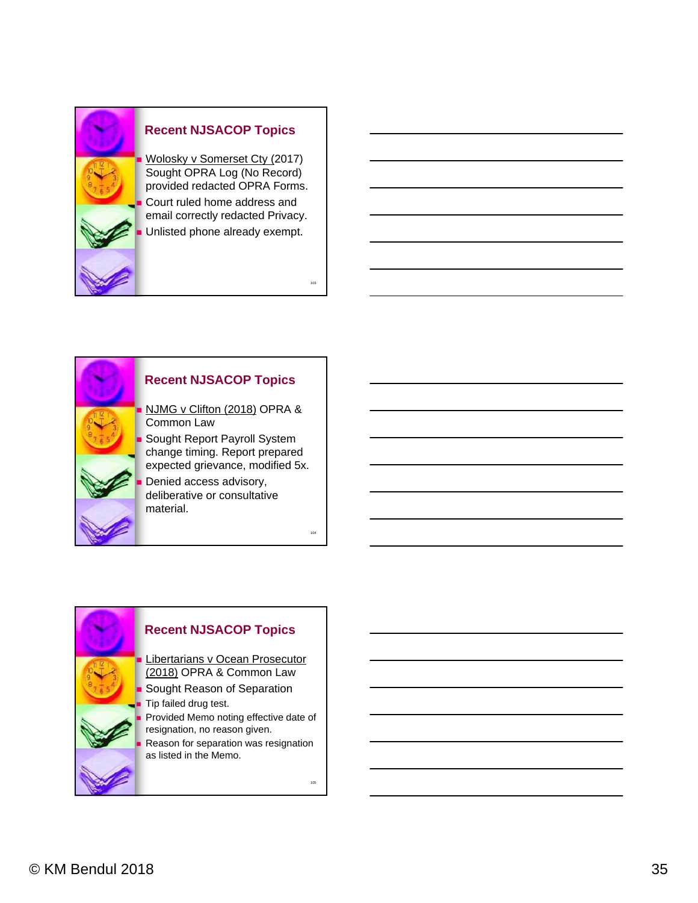## Recent NJSACOP Topics

- Wolosky v Somerset Cty (2017) Sought OPRA Log (No Record) provided redacted OPRA Forms.
- Court ruled home address and email correctly redacted Privacy.
- Unlisted phone already exempt.

## Recent NJSACOP Topics

- NJMG v Clifton (2018) OPRA & Common Law
- Sought Report Payroll System change timing. Report prepared expected grievance, modified 5x.
- Denied access advisory, deliberative or consultative material.

## Recent NJSACOP Topics

- Libertarians v Ocean Prosecutor (2018) OPRA & Common Law
- Sought Reason of Separation
- Tip failed drug test.
- Provided Memo noting effective date of resignation, no reason given.
- Reason for separation was resignation as listed in the Memo.

© KM Bendul 2018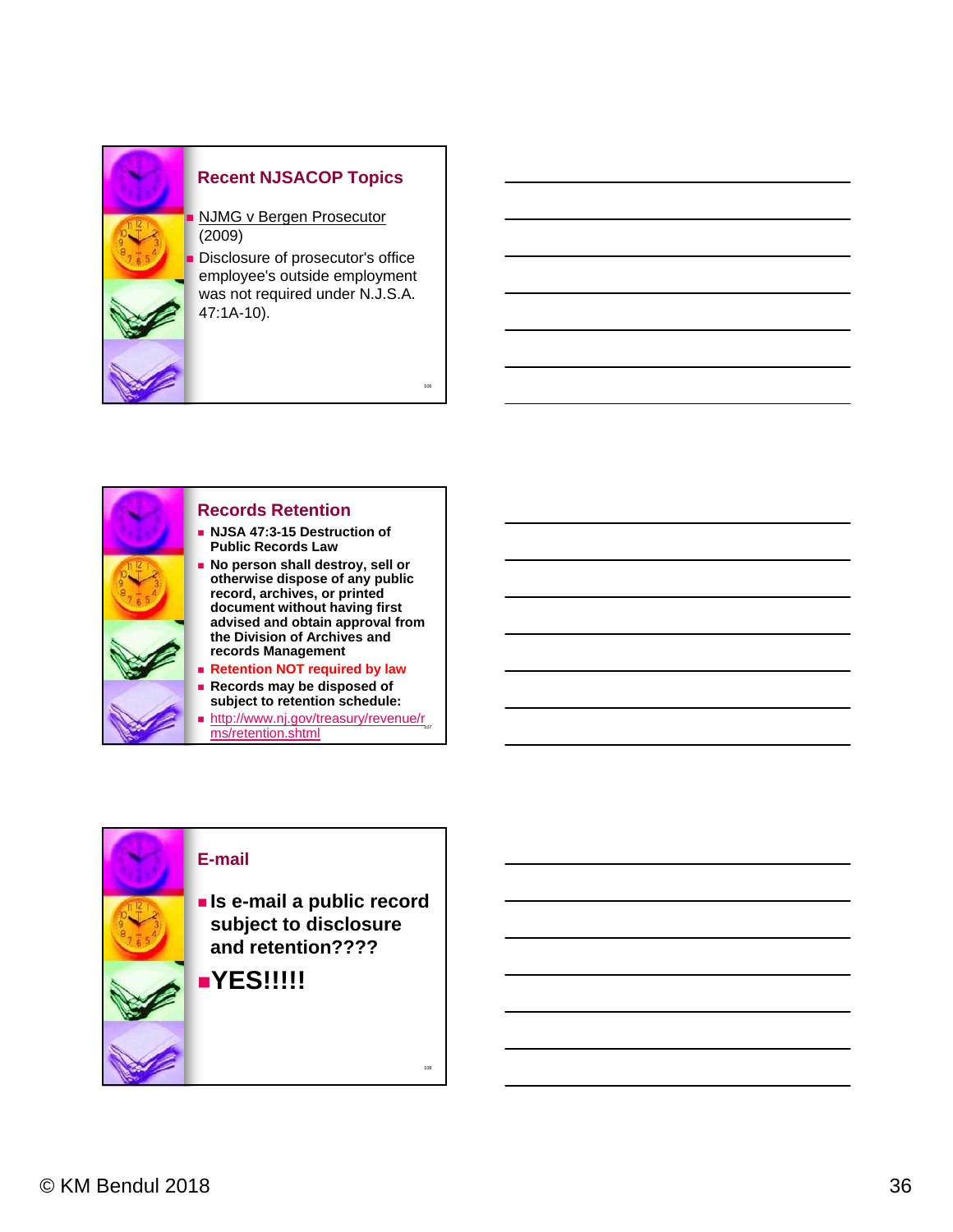## Recent NJSACOP Topics

- NJMG v Bergen Prosecutor (2009)
- Disclosure of prosecutor's office employee's outside employment was not required under N.J.S.A. 47:1A-10).

## Records Retention

- **NJSA 47:3-15 Destruction of Public Records Law**
- **No person shall destroy, sell or otherwise dispose of any public record, archives, or printed document without having first advised and obtain approval from the Division of Archives and records Management**
- **Retention NOT required by law**
- **Records may be disposed of subject to retention schedule:**
- http://www.nj.gov/treasury/revenue/rms/retention.shtml

## E-mail

- **Is e-mail a public record subject to disclosure and retention????**
- **YES!!!!!**

© KM Bendul 2018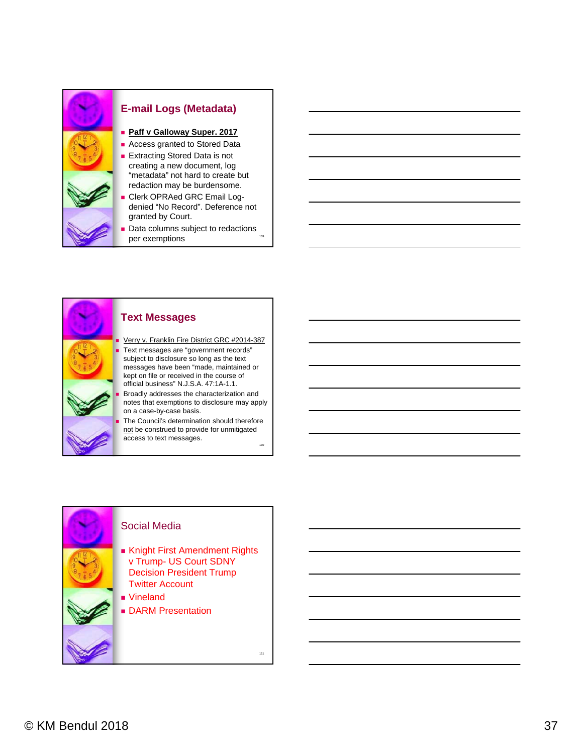## E-mail Logs (Metadata)

- **Paff v Galloway Super. 2017**
- Access granted to Stored Data
- Extracting Stored Data is not creating a new document, log "metadata" not hard to create but redaction may be burdensome.
- Clerk OPRAed GRC Email Log- denied "No Record". Deference not granted by Court.
- Data columns subject to redactions per exemptions

## Text Messages

- Verry v. Franklin Fire District GRC #2014-387
- Text messages are "government records" subject to disclosure so long as the text messages have been "made, maintained or kept on file or received in the course of official business" N.J.S.A. 47:1A-1.1.
- Broadly addresses the characterization and notes that exemptions to disclosure may apply on a case-by-case basis.
- The Council's determination should therefore not be construed to provide for unmitigated access to text messages.

## Social Media

- Knight First Amendment Rights v Trump- US Court SDNY Decision President Trump Twitter Account
- Vineland
- DARM Presentation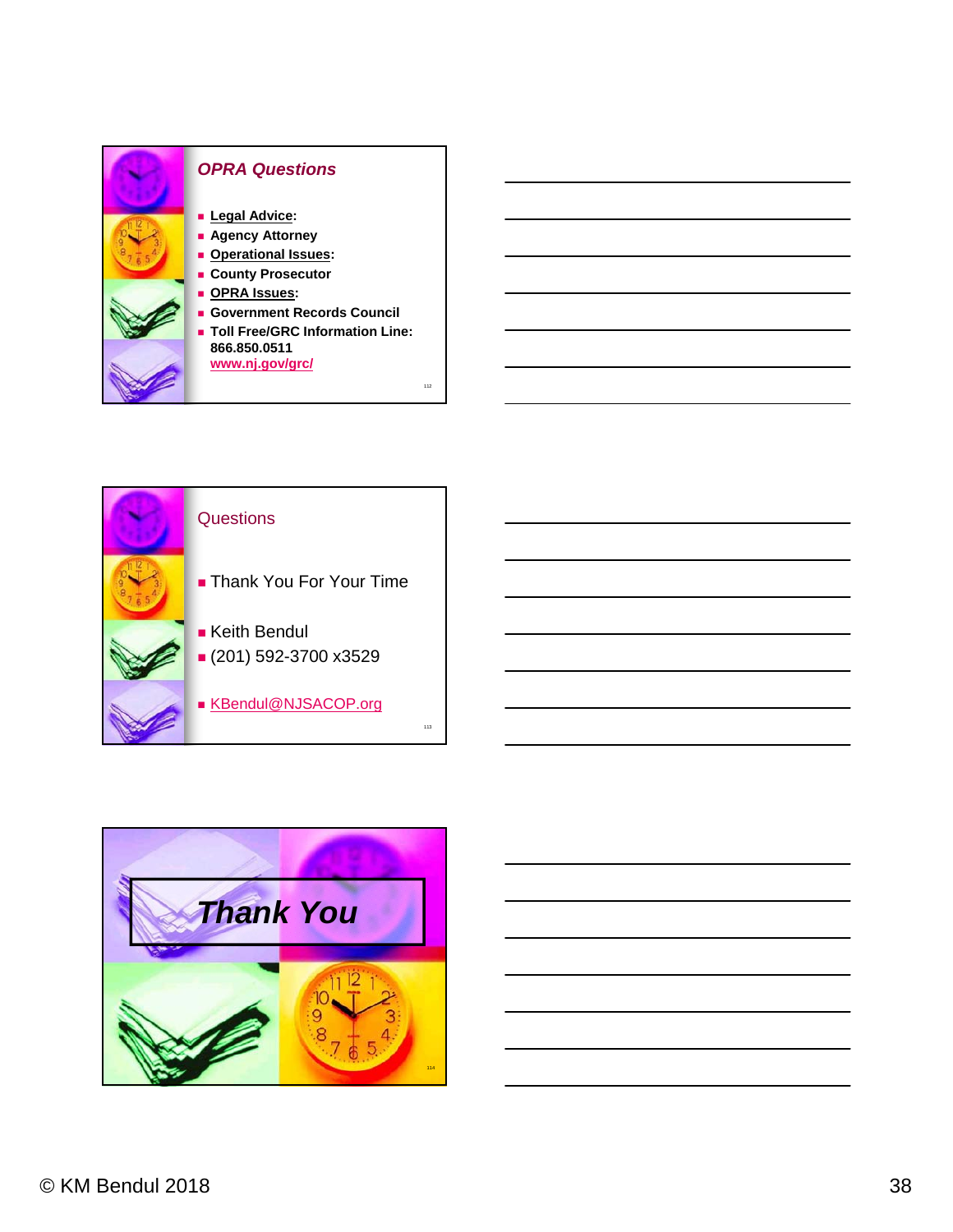## *OPRA Questions*

- **Legal Advice:**
- **Agency Attorney**
- **Operational Issues:**
- **County Prosecutor**
- **OPRA Issues:**
- **Government Records Council**
- **Toll Free/GRC Information Line: 866.850.0511 www.nj.gov/grc/**

## Questions

- Thank You For Your Time
- Keith Bendul
- (201) 592-3700 x3529
- KBendul@NJSACOP.org

## ***Thank You***

© KM Bendul 2018